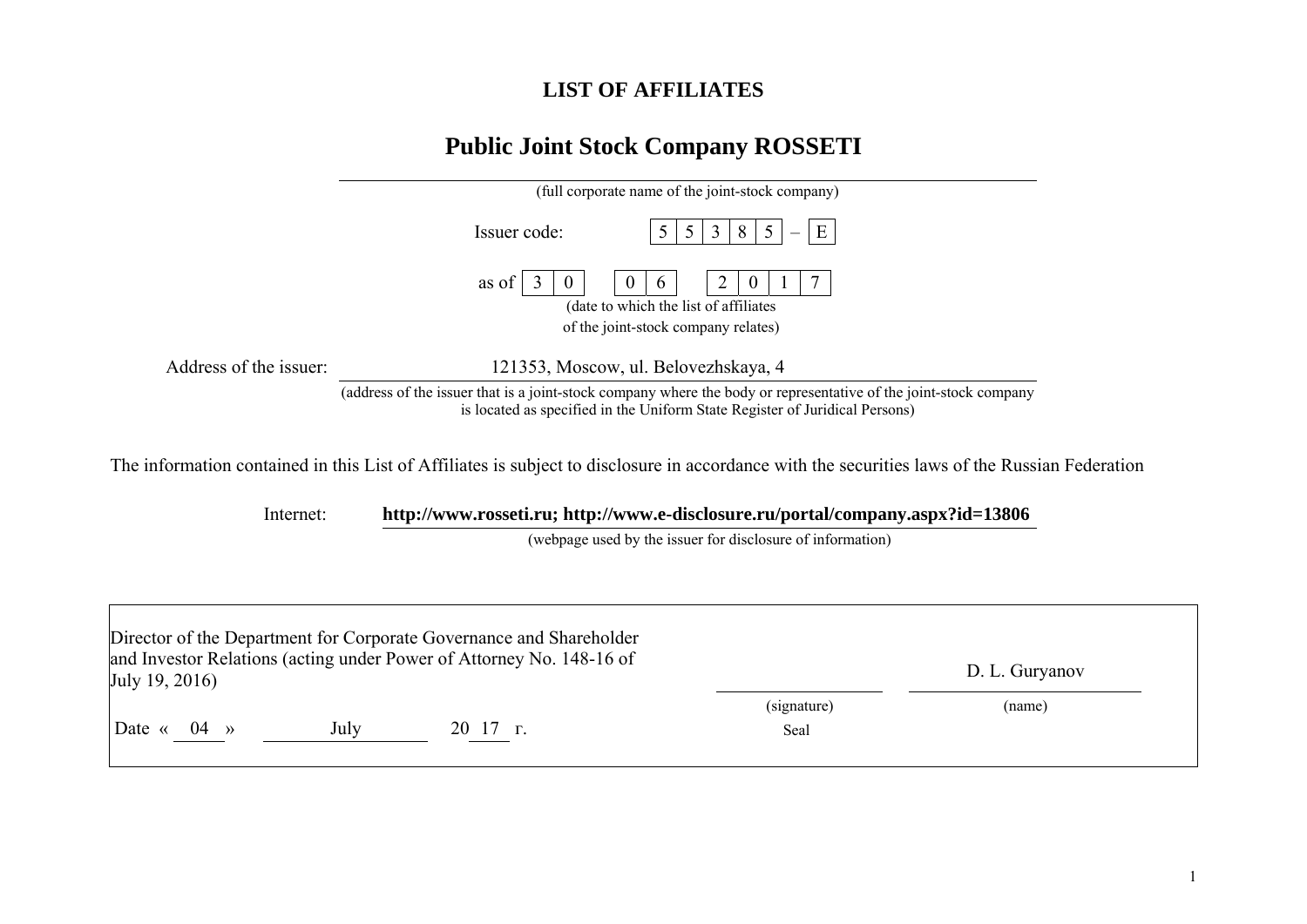# LIST OF AFFILIATES

## Public Joint Stock Company ROSSETI

(full corporate name of the joint-stock company)

Issuer code: | 5 | 5 | 3 | 8 | 5 | – | E |

as of | 3 | 0 | | 0 | 6 | | 2 | 0 | 1 | 7 |

(date to which the list of affiliates of the joint-stock company relates)

Address of the issuer: 121353, Moscow, ul. Belovezhskaya, 4

(address of the issuer that is a joint-stock company where the body or representative of the joint-stock company is located as specified in the Uniform State Register of Juridical Persons)

The information contained in this List of Affiliates is subject to disclosure in accordance with the securities laws of the Russian Federation

Internet: **http://www.rosseti.ru; http://www.e-disclosure.ru/portal/company.aspx?id=13806**

(webpage used by the issuer for disclosure of information)

| | | |
|---|---|---|
| Director of the Department for Corporate Governance and Shareholder and Investor Relations (acting under Power of Attorney No. 148-16 of July 19, 2016) | | D. L. Guryanov |
| | (signature) | (name) |
| Date « 04 » July 20 17 г. | Seal | |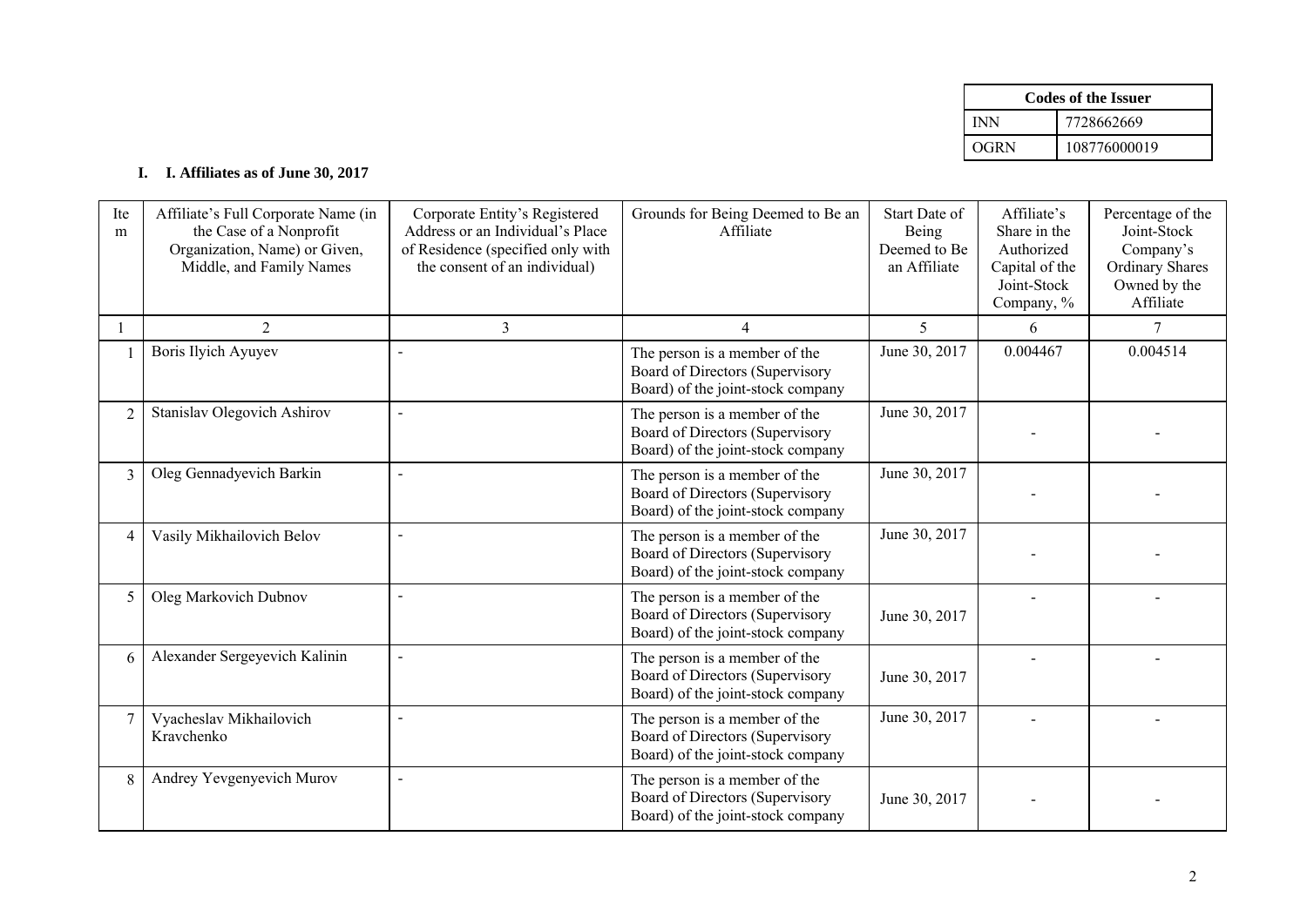| Codes of the Issuer | |
|---|---|
| INN | 7728662669 |
| OGRN | 108776000019 |

## I. I. Affiliates as of June 30, 2017

| Item | Affiliate's Full Corporate Name (in the Case of a Nonprofit Organization, Name) or Given, Middle, and Family Names | Corporate Entity's Registered Address or an Individual's Place of Residence (specified only with the consent of an individual) | Grounds for Being Deemed to Be an Affiliate | Start Date of Being Deemed to Be an Affiliate | Affiliate's Share in the Authorized Capital of the Joint-Stock Company, % | Percentage of the Joint-Stock Company's Ordinary Shares Owned by the Affiliate |
|---|---|---|---|---|---|---|
| 1 | 2 | 3 | 4 | 5 | 6 | 7 |
| 1 | Boris Ilyich Ayuyev | - | The person is a member of the Board of Directors (Supervisory Board) of the joint-stock company | June 30, 2017 | 0.004467 | 0.004514 |
| 2 | Stanislav Olegovich Ashirov | - | The person is a member of the Board of Directors (Supervisory Board) of the joint-stock company | June 30, 2017 | - | - |
| 3 | Oleg Gennadyevich Barkin | - | The person is a member of the Board of Directors (Supervisory Board) of the joint-stock company | June 30, 2017 | - | - |
| 4 | Vasily Mikhailovich Belov | - | The person is a member of the Board of Directors (Supervisory Board) of the joint-stock company | June 30, 2017 | - | - |
| 5 | Oleg Markovich Dubnov | - | The person is a member of the Board of Directors (Supervisory Board) of the joint-stock company | June 30, 2017 | - | - |
| 6 | Alexander Sergeyevich Kalinin | - | The person is a member of the Board of Directors (Supervisory Board) of the joint-stock company | June 30, 2017 | - | - |
| 7 | Vyacheslav Mikhailovich Kravchenko | - | The person is a member of the Board of Directors (Supervisory Board) of the joint-stock company | June 30, 2017 | - | - |
| 8 | Andrey Yevgenyevich Murov | - | The person is a member of the Board of Directors (Supervisory Board) of the joint-stock company | June 30, 2017 | - | - |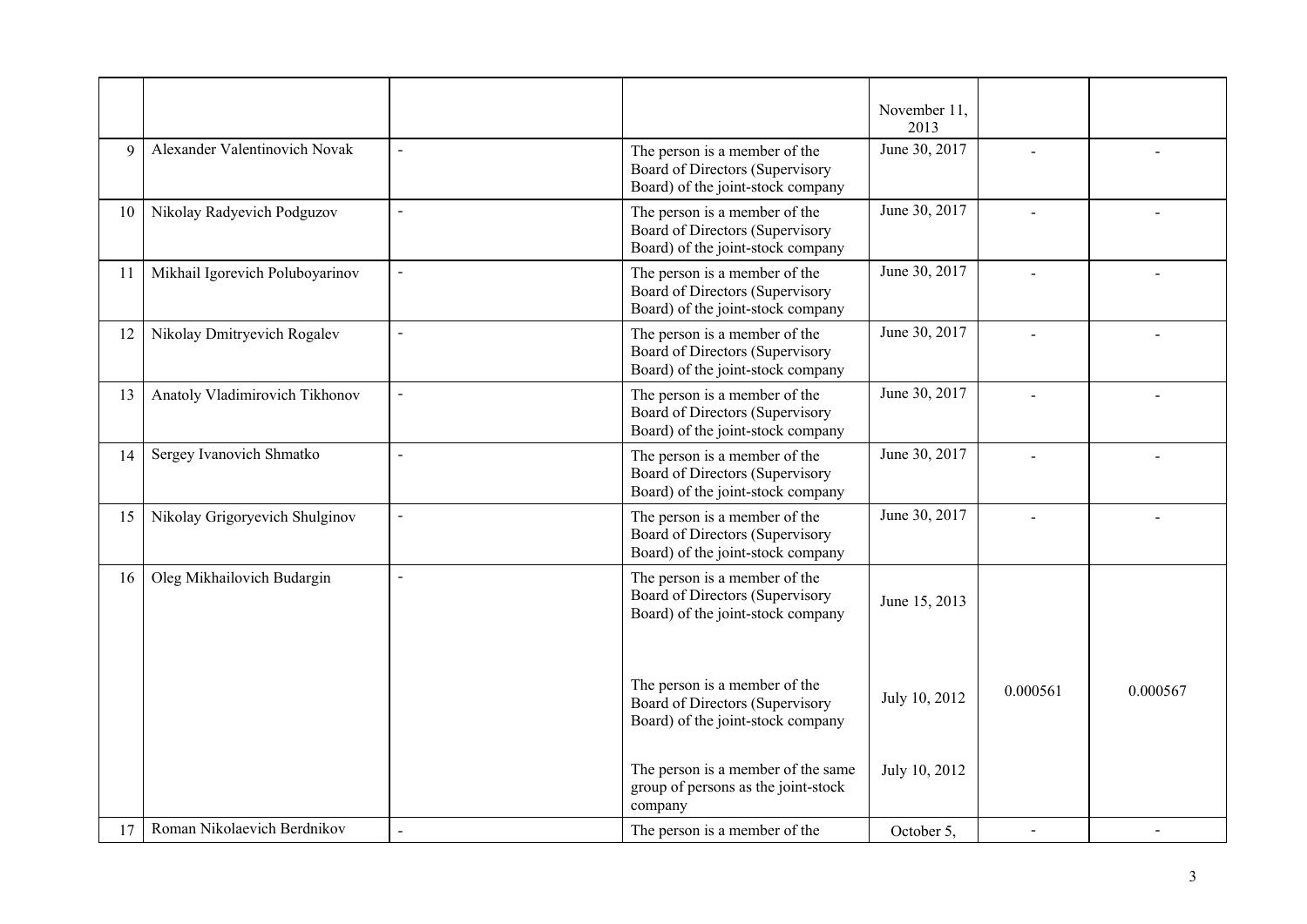| | | | | | | |
|---|---|---|---|---|---|---|
| | | | | November 11, 2013 | | |
| 9 | Alexander Valentinovich Novak | - | The person is a member of the Board of Directors (Supervisory Board) of the joint-stock company | June 30, 2017 | - | - |
| 10 | Nikolay Radyevich Podguzov | - | The person is a member of the Board of Directors (Supervisory Board) of the joint-stock company | June 30, 2017 | - | - |
| 11 | Mikhail Igorevich Poluboyarinov | - | The person is a member of the Board of Directors (Supervisory Board) of the joint-stock company | June 30, 2017 | - | - |
| 12 | Nikolay Dmitryevich Rogalev | - | The person is a member of the Board of Directors (Supervisory Board) of the joint-stock company | June 30, 2017 | - | - |
| 13 | Anatoly Vladimirovich Tikhonov | - | The person is a member of the Board of Directors (Supervisory Board) of the joint-stock company | June 30, 2017 | - | - |
| 14 | Sergey Ivanovich Shmatko | - | The person is a member of the Board of Directors (Supervisory Board) of the joint-stock company | June 30, 2017 | - | - |
| 15 | Nikolay Grigoryevich Shulginov | - | The person is a member of the Board of Directors (Supervisory Board) of the joint-stock company | June 30, 2017 | - | - |
| 16 | Oleg Mikhailovich Budargin | - | The person is a member of the Board of Directors (Supervisory Board) of the joint-stock company<br><br>The person is a member of the Board of Directors (Supervisory Board) of the joint-stock company<br><br>The person is a member of the same group of persons as the joint-stock company | June 15, 2013<br><br>July 10, 2012<br><br>July 10, 2012 | 0.000561 | 0.000567 |
| 17 | Roman Nikolaevich Berdnikov | - | The person is a member of the | October 5, | - | - |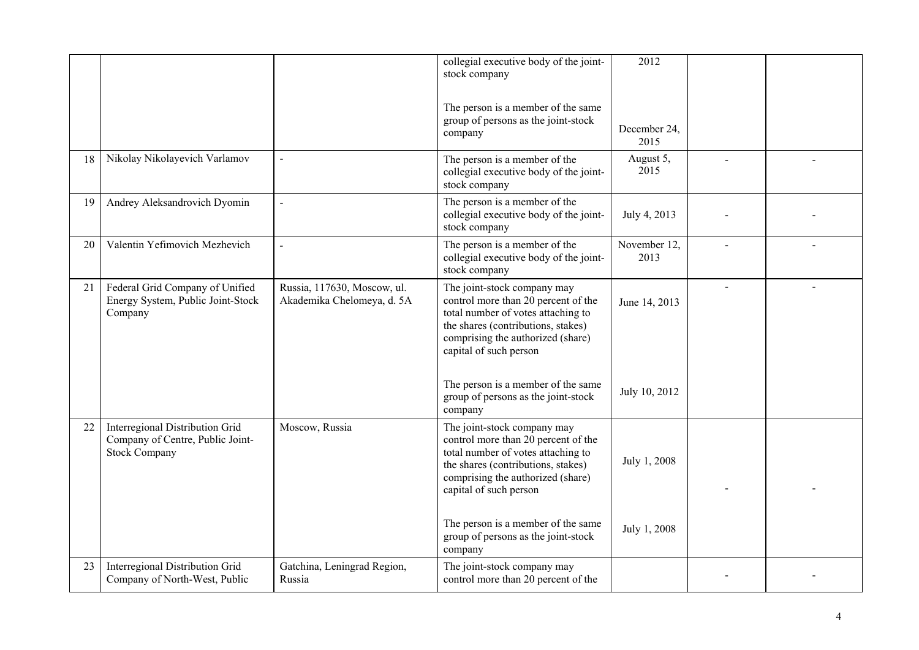| | | | | | | |
|---|---|---|---|---|---|---|
| | | | collegial executive body of the joint-stock company<br><br>The person is a member of the same group of persons as the joint-stock company | 2012<br><br>December 24, 2015 | | |
| 18 | Nikolay Nikolayevich Varlamov | - | The person is a member of the collegial executive body of the joint-stock company | August 5, 2015 | - | - |
| 19 | Andrey Aleksandrovich Dyomin | - | The person is a member of the collegial executive body of the joint-stock company | July 4, 2013 | - | - |
| 20 | Valentin Yefimovich Mezhevich | - | The person is a member of the collegial executive body of the joint-stock company | November 12, 2013 | - | - |
| 21 | Federal Grid Company of Unified Energy System, Public Joint-Stock Company | Russia, 117630, Moscow, ul. Akademika Chelomeya, d. 5A | The joint-stock company may control more than 20 percent of the total number of votes attaching to the shares (contributions, stakes) comprising the authorized (share) capital of such person<br><br>The person is a member of the same group of persons as the joint-stock company | June 14, 2013<br><br>July 10, 2012 | - | - |
| 22 | Interregional Distribution Grid Company of Centre, Public Joint-Stock Company | Moscow, Russia | The joint-stock company may control more than 20 percent of the total number of votes attaching to the shares (contributions, stakes) comprising the authorized (share) capital of such person<br><br>The person is a member of the same group of persons as the joint-stock company | July 1, 2008<br><br>July 1, 2008 | - | - |
| 23 | Interregional Distribution Grid Company of North-West, Public | Gatchina, Leningrad Region, Russia | The joint-stock company may control more than 20 percent of the | | - | - |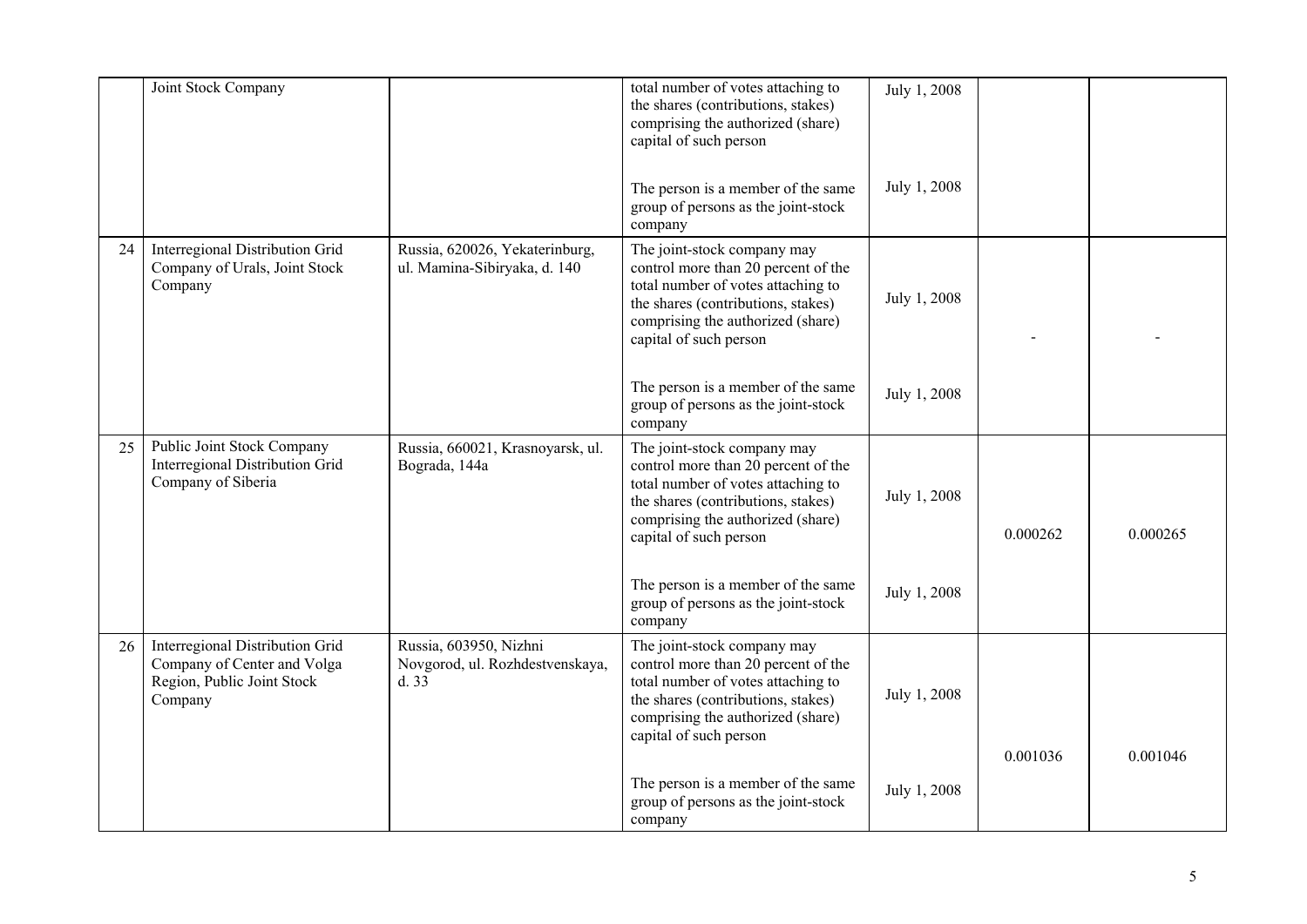| | | | | | | |
|---|---|---|---|---|---|---|
| | Joint Stock Company | | total number of votes attaching to the shares (contributions, stakes) comprising the authorized (share) capital of such person | July 1, 2008 | | |
| | | | The person is a member of the same group of persons as the joint-stock company | July 1, 2008 | | |
| 24 | Interregional Distribution Grid Company of Urals, Joint Stock Company | Russia, 620026, Yekaterinburg, ul. Mamina-Sibiryaka, d. 140 | The joint-stock company may control more than 20 percent of the total number of votes attaching to the shares (contributions, stakes) comprising the authorized (share) capital of such person | July 1, 2008 | - | - |
| | | | The person is a member of the same group of persons as the joint-stock company | July 1, 2008 | | |
| 25 | Public Joint Stock Company Interregional Distribution Grid Company of Siberia | Russia, 660021, Krasnoyarsk, ul. Bograda, 144a | The joint-stock company may control more than 20 percent of the total number of votes attaching to the shares (contributions, stakes) comprising the authorized (share) capital of such person | July 1, 2008 | 0.000262 | 0.000265 |
| | | | The person is a member of the same group of persons as the joint-stock company | July 1, 2008 | | |
| 26 | Interregional Distribution Grid Company of Center and Volga Region, Public Joint Stock Company | Russia, 603950, Nizhni Novgorod, ul. Rozhdestvenskaya, d. 33 | The joint-stock company may control more than 20 percent of the total number of votes attaching to the shares (contributions, stakes) comprising the authorized (share) capital of such person | July 1, 2008 | 0.001036 | 0.001046 |
| | | | The person is a member of the same group of persons as the joint-stock company | July 1, 2008 | | |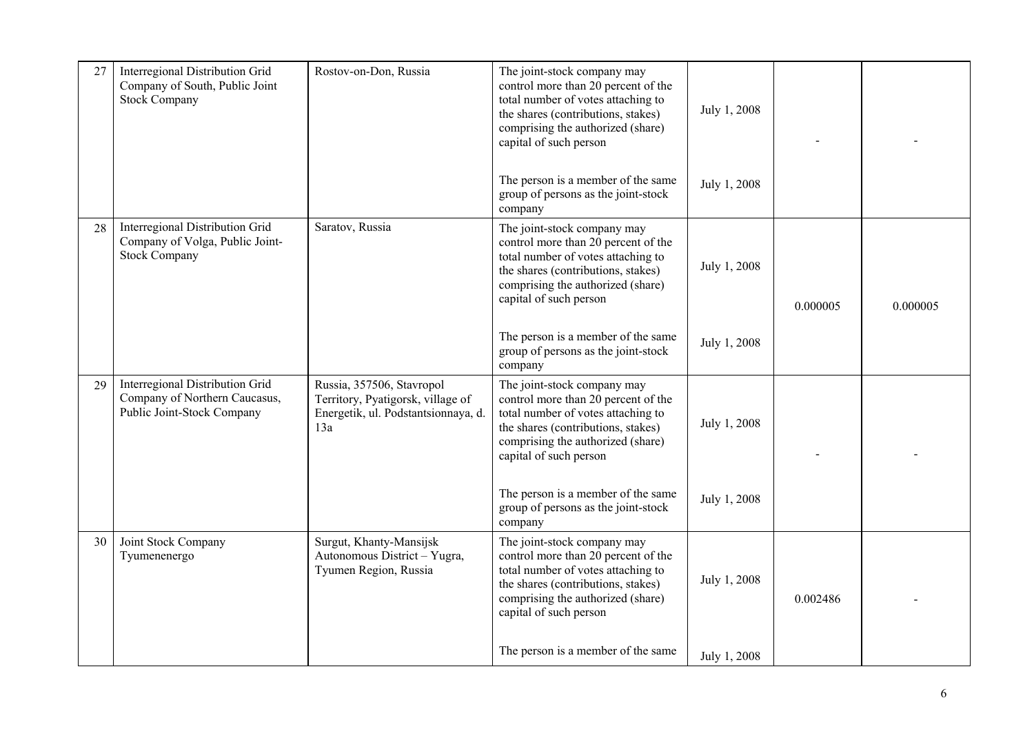| 27 | Interregional Distribution Grid Company of South, Public Joint Stock Company | Rostov-on-Don, Russia | The joint-stock company may control more than 20 percent of the total number of votes attaching to the shares (contributions, stakes) comprising the authorized (share) capital of such person<br><br>The person is a member of the same group of persons as the joint-stock company | July 1, 2008<br><br>July 1, 2008 | - | - |
|---|---|---|---|---|---|---|
| 28 | Interregional Distribution Grid Company of Volga, Public Joint-Stock Company | Saratov, Russia | The joint-stock company may control more than 20 percent of the total number of votes attaching to the shares (contributions, stakes) comprising the authorized (share) capital of such person<br><br>The person is a member of the same group of persons as the joint-stock company | July 1, 2008<br><br>July 1, 2008 | 0.000005 | 0.000005 |
| 29 | Interregional Distribution Grid Company of Northern Caucasus, Public Joint-Stock Company | Russia, 357506, Stavropol Territory, Pyatigorsk, village of Energetik, ul. Podstantsionnaya, d. 13a | The joint-stock company may control more than 20 percent of the total number of votes attaching to the shares (contributions, stakes) comprising the authorized (share) capital of such person<br><br>The person is a member of the same group of persons as the joint-stock company | July 1, 2008<br><br>July 1, 2008 | - | - |
| 30 | Joint Stock Company Tyumenenergo | Surgut, Khanty-Mansijsk Autonomous District – Yugra, Tyumen Region, Russia | The joint-stock company may control more than 20 percent of the total number of votes attaching to the shares (contributions, stakes) comprising the authorized (share) capital of such person<br><br>The person is a member of the same | July 1, 2008<br><br>July 1, 2008 | 0.002486 | - |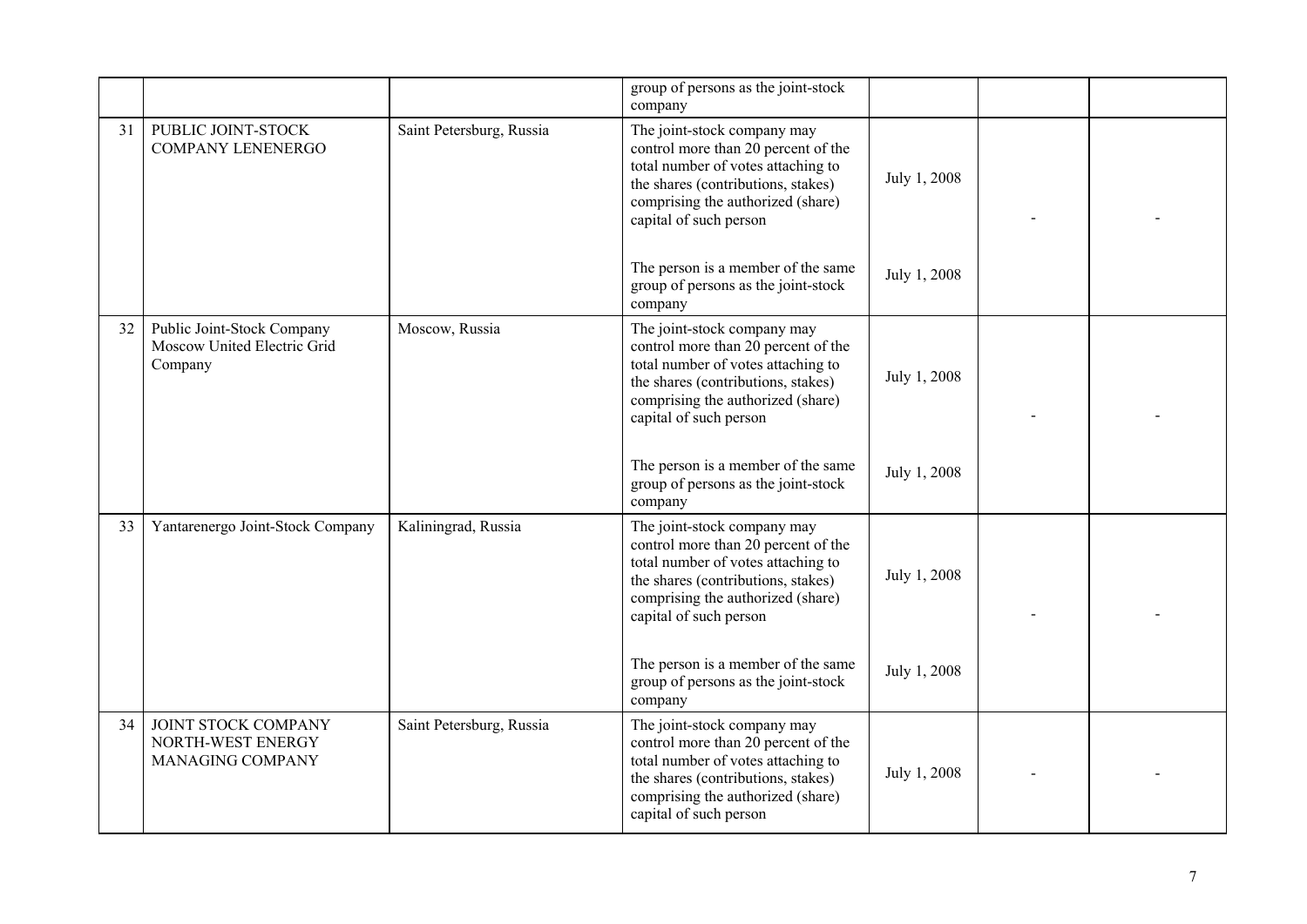| | | | | | | |
|---|---|---|---|---|---|---|
| | | | group of persons as the joint-stock company | | | |
| 31 | PUBLIC JOINT-STOCK COMPANY LENENERGO | Saint Petersburg, Russia | The joint-stock company may control more than 20 percent of the total number of votes attaching to the shares (contributions, stakes) comprising the authorized (share) capital of such person<br><br>The person is a member of the same group of persons as the joint-stock company | July 1, 2008<br><br>July 1, 2008 | - | - |
| 32 | Public Joint-Stock Company Moscow United Electric Grid Company | Moscow, Russia | The joint-stock company may control more than 20 percent of the total number of votes attaching to the shares (contributions, stakes) comprising the authorized (share) capital of such person<br><br>The person is a member of the same group of persons as the joint-stock company | July 1, 2008<br><br>July 1, 2008 | - | - |
| 33 | Yantarenergo Joint-Stock Company | Kaliningrad, Russia | The joint-stock company may control more than 20 percent of the total number of votes attaching to the shares (contributions, stakes) comprising the authorized (share) capital of such person<br><br>The person is a member of the same group of persons as the joint-stock company | July 1, 2008<br><br>July 1, 2008 | - | - |
| 34 | JOINT STOCK COMPANY NORTH-WEST ENERGY MANAGING COMPANY | Saint Petersburg, Russia | The joint-stock company may control more than 20 percent of the total number of votes attaching to the shares (contributions, stakes) comprising the authorized (share) capital of such person | July 1, 2008 | - | - |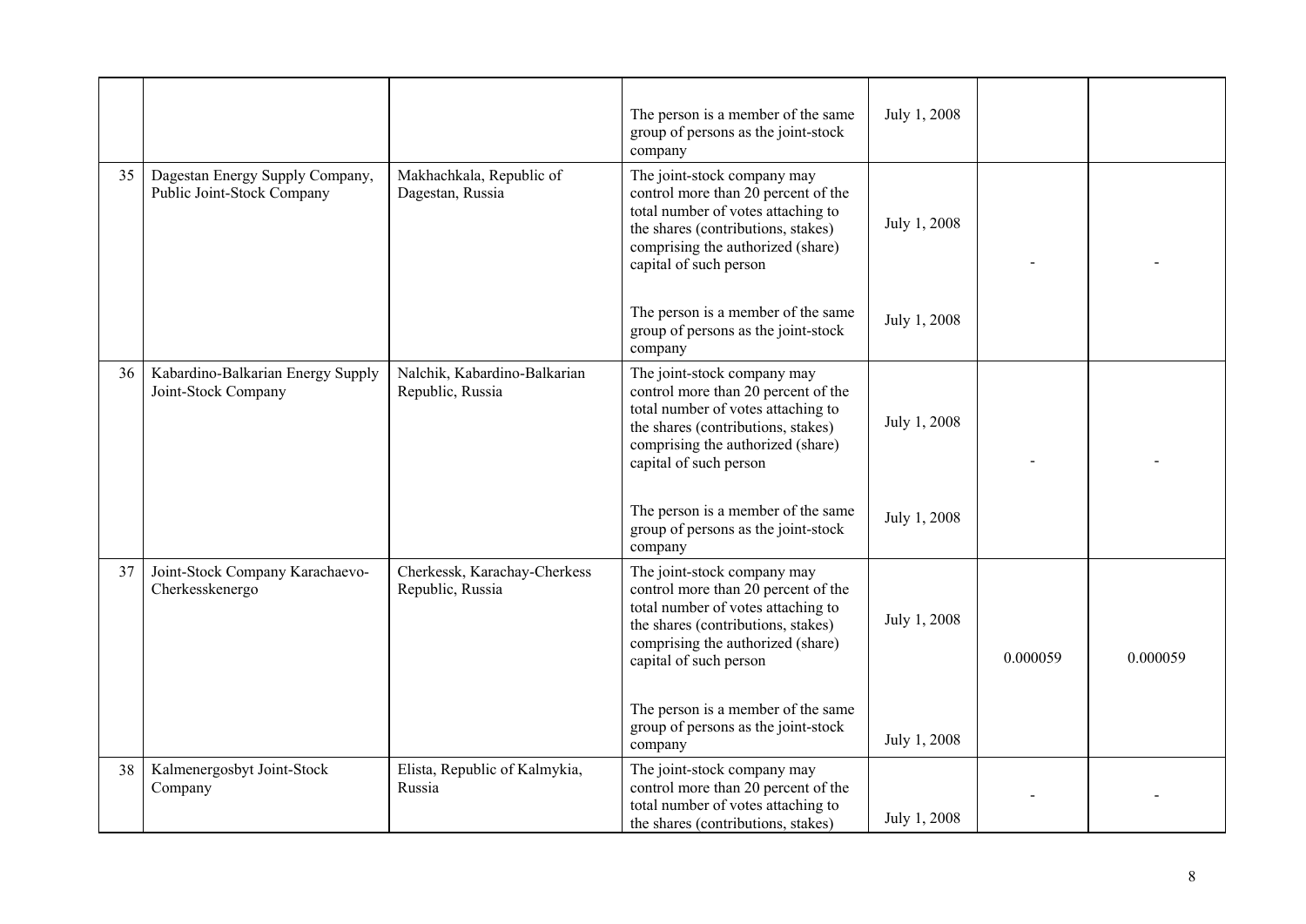| | | | | | | |
|---|---|---|---|---|---|---|
| | | | The person is a member of the same group of persons as the joint-stock company | July 1, 2008 | | |
| 35 | Dagestan Energy Supply Company, Public Joint-Stock Company | Makhachkala, Republic of Dagestan, Russia | The joint-stock company may control more than 20 percent of the total number of votes attaching to the shares (contributions, stakes) comprising the authorized (share) capital of such person | July 1, 2008 | - | - |
| | | | The person is a member of the same group of persons as the joint-stock company | July 1, 2008 | | |
| 36 | Kabardino-Balkarian Energy Supply Joint-Stock Company | Nalchik, Kabardino-Balkarian Republic, Russia | The joint-stock company may control more than 20 percent of the total number of votes attaching to the shares (contributions, stakes) comprising the authorized (share) capital of such person | July 1, 2008 | - | - |
| | | | The person is a member of the same group of persons as the joint-stock company | July 1, 2008 | | |
| 37 | Joint-Stock Company Karachaevo-Cherkesskenergo | Cherkessk, Karachay-Cherkess Republic, Russia | The joint-stock company may control more than 20 percent of the total number of votes attaching to the shares (contributions, stakes) comprising the authorized (share) capital of such person | July 1, 2008 | 0.000059 | 0.000059 |
| | | | The person is a member of the same group of persons as the joint-stock company | July 1, 2008 | | |
| 38 | Kalmenergosbyt Joint-Stock Company | Elista, Republic of Kalmykia, Russia | The joint-stock company may control more than 20 percent of the total number of votes attaching to the shares (contributions, stakes) | July 1, 2008 | - | - |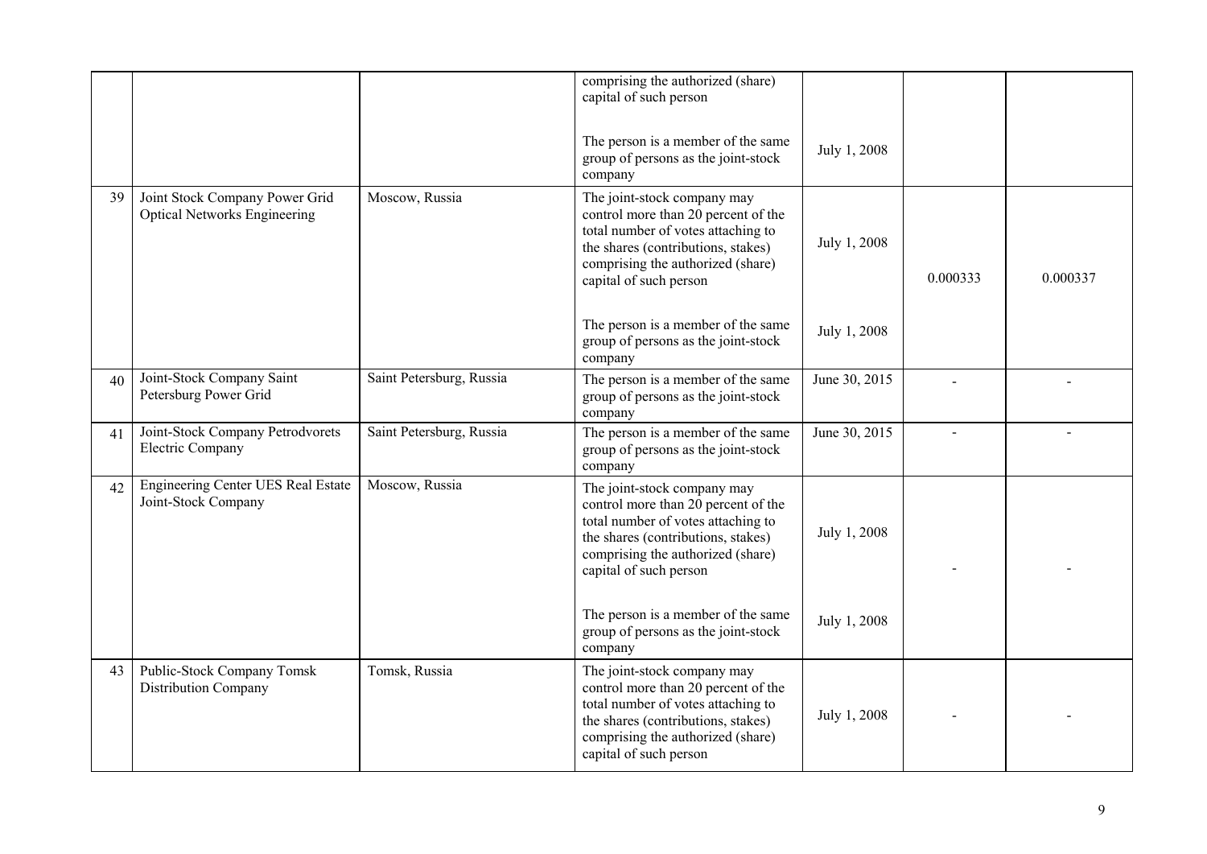| | | | | | | |
|---|---|---|---|---|---|---|
| | | | comprising the authorized (share) capital of such person<br><br>The person is a member of the same group of persons as the joint-stock company | <br><br>July 1, 2008 | | |
| 39 | Joint Stock Company Power Grid Optical Networks Engineering | Moscow, Russia | The joint-stock company may control more than 20 percent of the total number of votes attaching to the shares (contributions, stakes) comprising the authorized (share) capital of such person<br><br>The person is a member of the same group of persons as the joint-stock company | July 1, 2008<br><br>July 1, 2008 | 0.000333 | 0.000337 |
| 40 | Joint-Stock Company Saint Petersburg Power Grid | Saint Petersburg, Russia | The person is a member of the same group of persons as the joint-stock company | June 30, 2015 | - | - |
| 41 | Joint-Stock Company Petrodvorets Electric Company | Saint Petersburg, Russia | The person is a member of the same group of persons as the joint-stock company | June 30, 2015 | - | - |
| 42 | Engineering Center UES Real Estate Joint-Stock Company | Moscow, Russia | The joint-stock company may control more than 20 percent of the total number of votes attaching to the shares (contributions, stakes) comprising the authorized (share) capital of such person<br><br>The person is a member of the same group of persons as the joint-stock company | July 1, 2008<br><br>July 1, 2008 | - | - |
| 43 | Public-Stock Company Tomsk Distribution Company | Tomsk, Russia | The joint-stock company may control more than 20 percent of the total number of votes attaching to the shares (contributions, stakes) comprising the authorized (share) capital of such person | July 1, 2008 | - | - |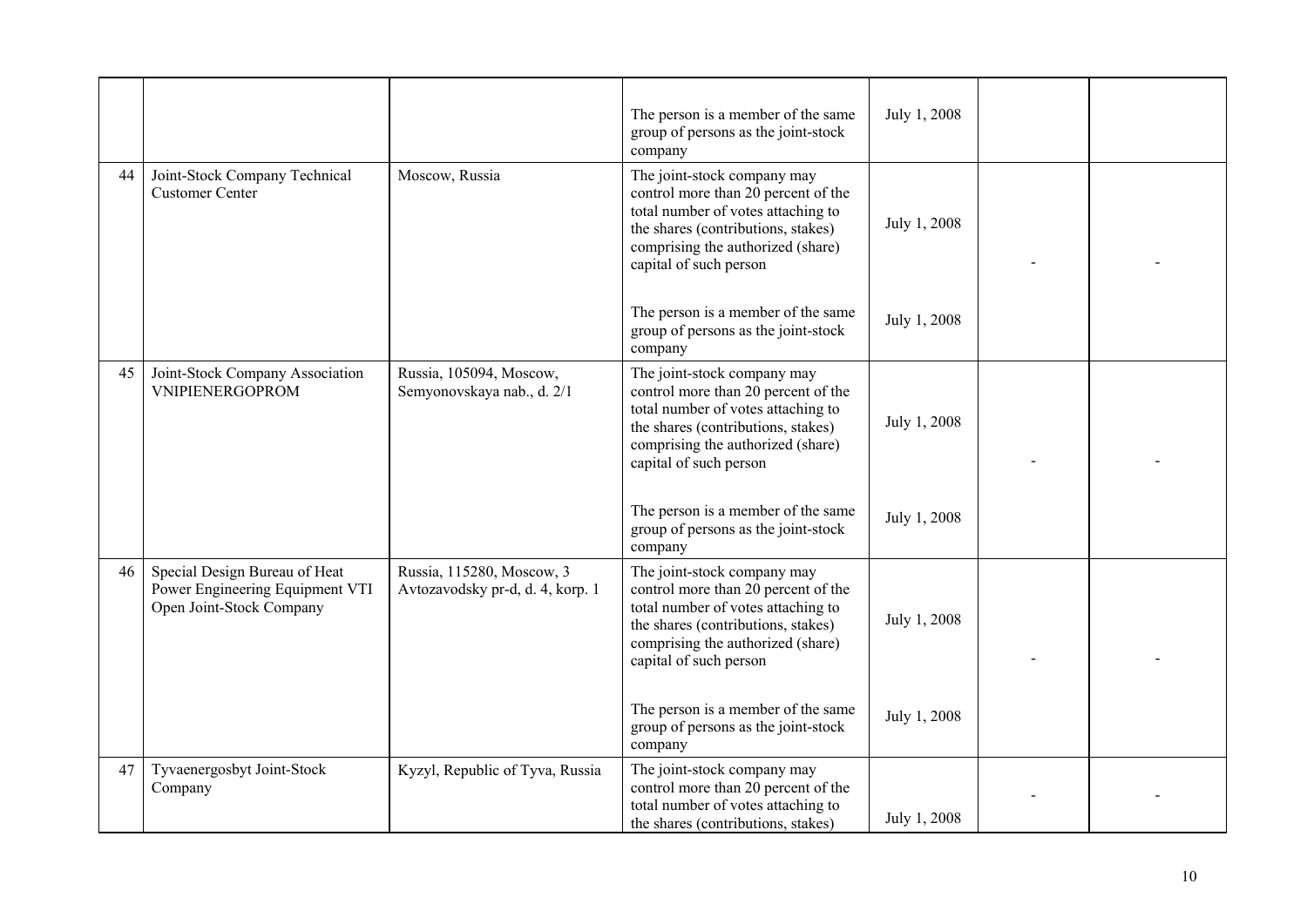| | | | | | | |
|---|---|---|---|---|---|---|
| | | | The person is a member of the same group of persons as the joint-stock company | July 1, 2008 | | |
| 44 | Joint-Stock Company Technical Customer Center | Moscow, Russia | The joint-stock company may control more than 20 percent of the total number of votes attaching to the shares (contributions, stakes) comprising the authorized (share) capital of such person | July 1, 2008 | - | - |
| | | | The person is a member of the same group of persons as the joint-stock company | July 1, 2008 | | |
| 45 | Joint-Stock Company Association VNIPIENERGOPROM | Russia, 105094, Moscow, Semyonovskaya nab., d. 2/1 | The joint-stock company may control more than 20 percent of the total number of votes attaching to the shares (contributions, stakes) comprising the authorized (share) capital of such person | July 1, 2008 | - | - |
| | | | The person is a member of the same group of persons as the joint-stock company | July 1, 2008 | | |
| 46 | Special Design Bureau of Heat Power Engineering Equipment VTI Open Joint-Stock Company | Russia, 115280, Moscow, 3 Avtozavodsky pr-d, d. 4, korp. 1 | The joint-stock company may control more than 20 percent of the total number of votes attaching to the shares (contributions, stakes) comprising the authorized (share) capital of such person | July 1, 2008 | - | - |
| | | | The person is a member of the same group of persons as the joint-stock company | July 1, 2008 | | |
| 47 | Tyvaenergosbyt Joint-Stock Company | Kyzyl, Republic of Tyva, Russia | The joint-stock company may control more than 20 percent of the total number of votes attaching to the shares (contributions, stakes) | July 1, 2008 | - | - |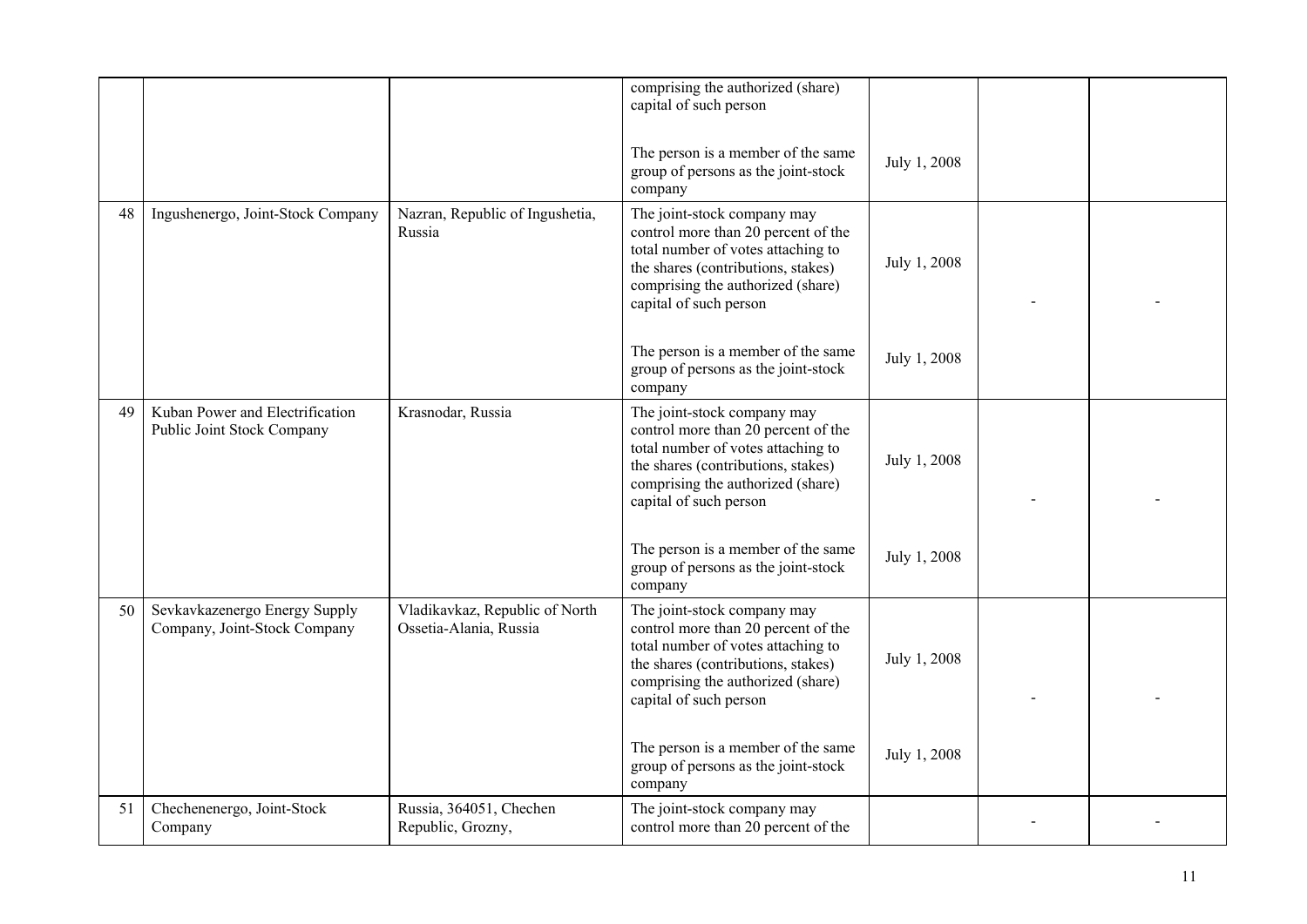| | | | | | | |
|---|---|---|---|---|---|---|
| | | | comprising the authorized (share) capital of such person<br><br>The person is a member of the same group of persons as the joint-stock company | July 1, 2008 | | |
| 48 | Ingushenergo, Joint-Stock Company | Nazran, Republic of Ingushetia, Russia | The joint-stock company may control more than 20 percent of the total number of votes attaching to the shares (contributions, stakes) comprising the authorized (share) capital of such person<br><br>The person is a member of the same group of persons as the joint-stock company | July 1, 2008<br><br>July 1, 2008 | - | - |
| 49 | Kuban Power and Electrification Public Joint Stock Company | Krasnodar, Russia | The joint-stock company may control more than 20 percent of the total number of votes attaching to the shares (contributions, stakes) comprising the authorized (share) capital of such person<br><br>The person is a member of the same group of persons as the joint-stock company | July 1, 2008<br><br>July 1, 2008 | - | - |
| 50 | Sevkavkazenergo Energy Supply Company, Joint-Stock Company | Vladikavkaz, Republic of North Ossetia-Alania, Russia | The joint-stock company may control more than 20 percent of the total number of votes attaching to the shares (contributions, stakes) comprising the authorized (share) capital of such person<br><br>The person is a member of the same group of persons as the joint-stock company | July 1, 2008<br><br>July 1, 2008 | - | - |
| 51 | Chechenenergo, Joint-Stock Company | Russia, 364051, Chechen Republic, Grozny, | The joint-stock company may control more than 20 percent of the | | - | - |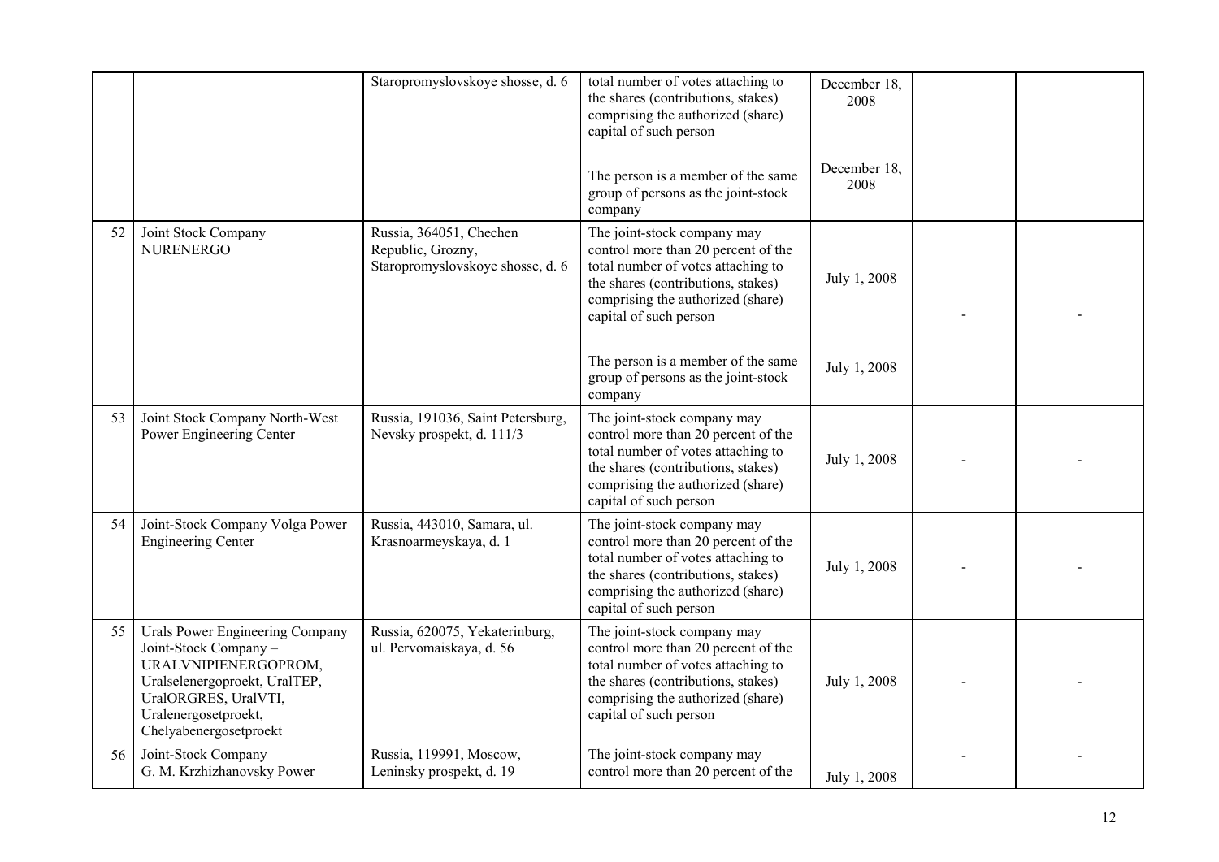| | | | | | | |
|---|---|---|---|---|---|---|
| | | Staropromyslovskoye shosse, d. 6 | total number of votes attaching to the shares (contributions, stakes) comprising the authorized (share) capital of such person<br><br>The person is a member of the same group of persons as the joint-stock company | December 18, 2008<br><br>December 18, 2008 | | |
| 52 | Joint Stock Company NURENERGO | Russia, 364051, Chechen Republic, Grozny, Staropromyslovskoye shosse, d. 6 | The joint-stock company may control more than 20 percent of the total number of votes attaching to the shares (contributions, stakes) comprising the authorized (share) capital of such person<br><br>The person is a member of the same group of persons as the joint-stock company | July 1, 2008<br><br>July 1, 2008 | - | - |
| 53 | Joint Stock Company North-West Power Engineering Center | Russia, 191036, Saint Petersburg, Nevsky prospekt, d. 111/3 | The joint-stock company may control more than 20 percent of the total number of votes attaching to the shares (contributions, stakes) comprising the authorized (share) capital of such person | July 1, 2008 | - | - |
| 54 | Joint-Stock Company Volga Power Engineering Center | Russia, 443010, Samara, ul. Krasnoarmeyskaya, d. 1 | The joint-stock company may control more than 20 percent of the total number of votes attaching to the shares (contributions, stakes) comprising the authorized (share) capital of such person | July 1, 2008 | - | - |
| 55 | Urals Power Engineering Company Joint-Stock Company – URALVNIPIENERGOPROM, Uralselenergoproekt, UralTEP, UralORGRES, UralVTI, Uralenergosetproekt, Chelyabenergosetproekt | Russia, 620075, Yekaterinburg, ul. Pervomaiskaya, d. 56 | The joint-stock company may control more than 20 percent of the total number of votes attaching to the shares (contributions, stakes) comprising the authorized (share) capital of such person | July 1, 2008 | - | - |
| 56 | Joint-Stock Company G. M. Krzhizhanovsky Power | Russia, 119991, Moscow, Leninsky prospekt, d. 19 | The joint-stock company may control more than 20 percent of the | July 1, 2008 | - | - |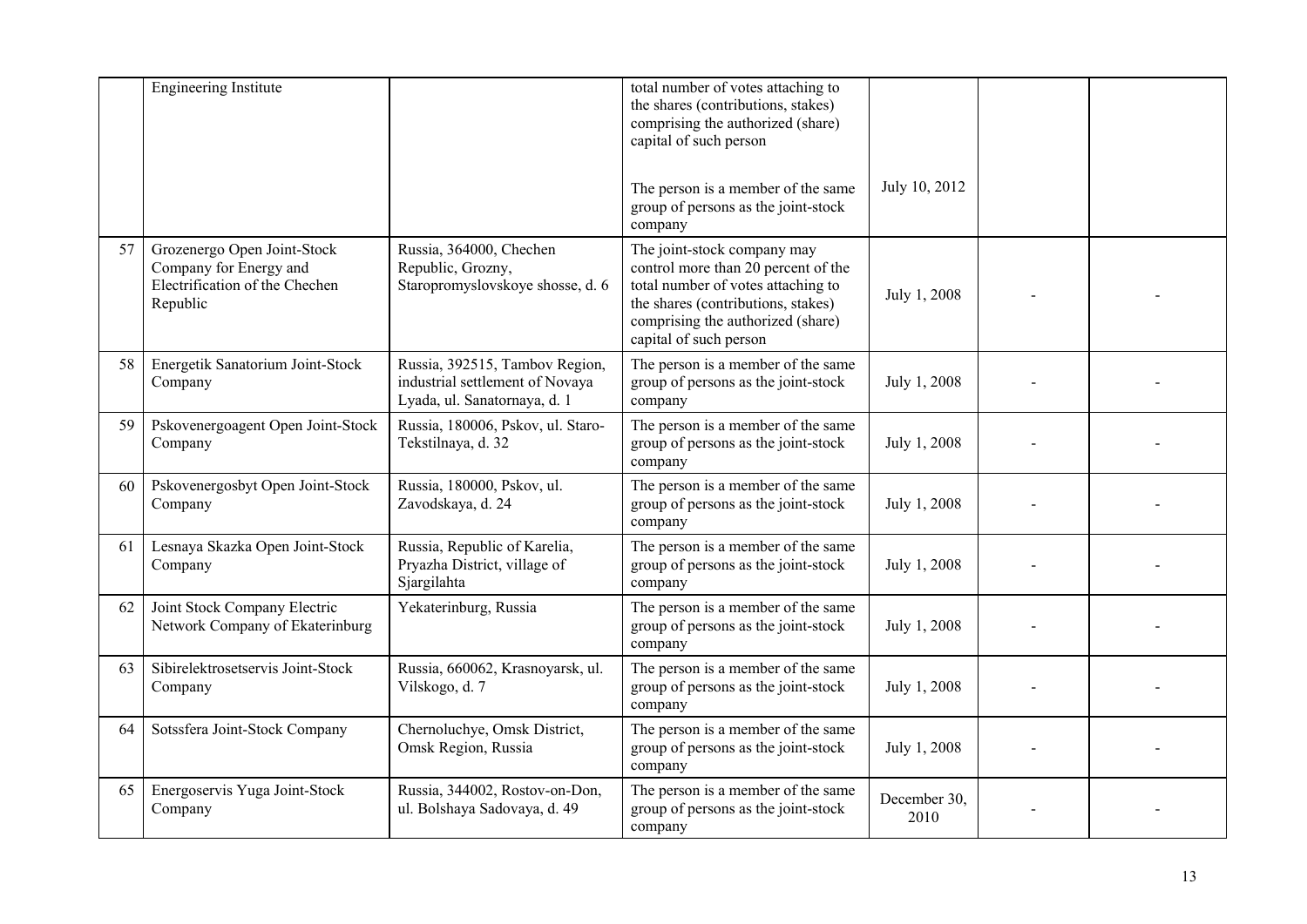|  |  |  |  |  |  |  |
|---|---|---|---|---|---|---|
|  | Engineering Institute |  | total number of votes attaching to the shares (contributions, stakes) comprising the authorized (share) capital of such person |  |  |  |
|  |  |  | The person is a member of the same group of persons as the joint-stock company | July 10, 2012 |  |  |
| 57 | Grozenergo Open Joint-Stock Company for Energy and Electrification of the Chechen Republic | Russia, 364000, Chechen Republic, Grozny, Staropromyslovskoye shosse, d. 6 | The joint-stock company may control more than 20 percent of the total number of votes attaching to the shares (contributions, stakes) comprising the authorized (share) capital of such person | July 1, 2008 | - | - |
| 58 | Energetik Sanatorium Joint-Stock Company | Russia, 392515, Tambov Region, industrial settlement of Novaya Lyada, ul. Sanatornaya, d. 1 | The person is a member of the same group of persons as the joint-stock company | July 1, 2008 | - | - |
| 59 | Pskovenergoagent Open Joint-Stock Company | Russia, 180006, Pskov, ul. Staro-Tekstilnaya, d. 32 | The person is a member of the same group of persons as the joint-stock company | July 1, 2008 | - | - |
| 60 | Pskovenergosbyt Open Joint-Stock Company | Russia, 180000, Pskov, ul. Zavodskaya, d. 24 | The person is a member of the same group of persons as the joint-stock company | July 1, 2008 | - | - |
| 61 | Lesnaya Skazka Open Joint-Stock Company | Russia, Republic of Karelia, Pryazha District, village of Sjargilahta | The person is a member of the same group of persons as the joint-stock company | July 1, 2008 | - | - |
| 62 | Joint Stock Company Electric Network Company of Ekaterinburg | Yekaterinburg, Russia | The person is a member of the same group of persons as the joint-stock company | July 1, 2008 | - | - |
| 63 | Sibirelektrosetservis Joint-Stock Company | Russia, 660062, Krasnoyarsk, ul. Vilskogo, d. 7 | The person is a member of the same group of persons as the joint-stock company | July 1, 2008 | - | - |
| 64 | Sotssfera Joint-Stock Company | Chernoluchye, Omsk District, Omsk Region, Russia | The person is a member of the same group of persons as the joint-stock company | July 1, 2008 | - | - |
| 65 | Energoservis Yuga Joint-Stock Company | Russia, 344002, Rostov-on-Don, ul. Bolshaya Sadovaya, d. 49 | The person is a member of the same group of persons as the joint-stock company | December 30, 2010 | - | - |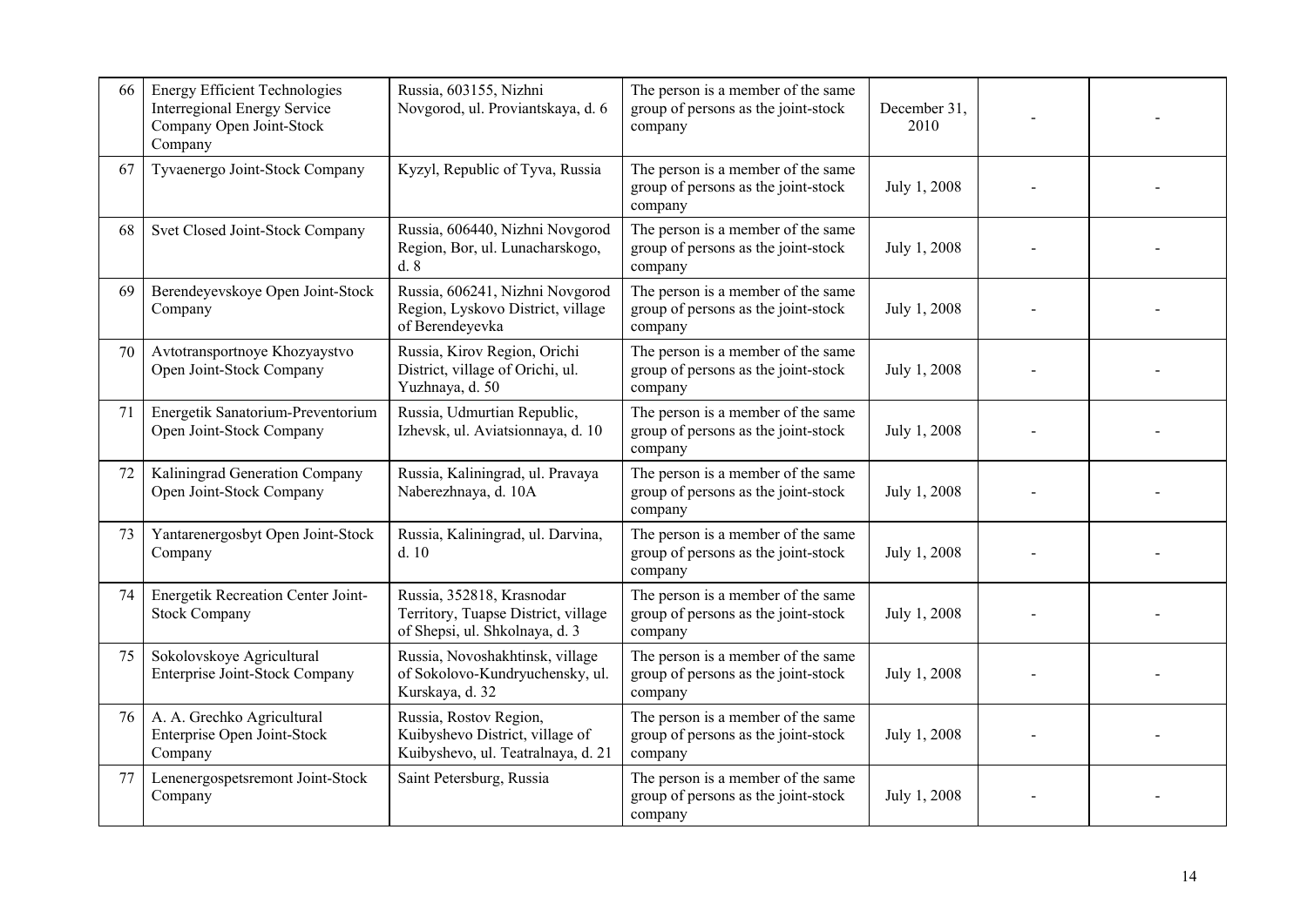| 66 | Energy Efficient Technologies Interregional Energy Service Company Open Joint-Stock Company | Russia, 603155, Nizhni Novgorod, ul. Proviantskaya, d. 6 | The person is a member of the same group of persons as the joint-stock company | December 31, 2010 | - | - |
|---|---|---|---|---|---|---|
| 67 | Tyvaenergo Joint-Stock Company | Kyzyl, Republic of Tyva, Russia | The person is a member of the same group of persons as the joint-stock company | July 1, 2008 | - | - |
| 68 | Svet Closed Joint-Stock Company | Russia, 606440, Nizhni Novgorod Region, Bor, ul. Lunacharskogo, d. 8 | The person is a member of the same group of persons as the joint-stock company | July 1, 2008 | - | - |
| 69 | Berendeyevskoye Open Joint-Stock Company | Russia, 606241, Nizhni Novgorod Region, Lyskovo District, village of Berendeyevka | The person is a member of the same group of persons as the joint-stock company | July 1, 2008 | - | - |
| 70 | Avtotransportnoye Khozyaystvo Open Joint-Stock Company | Russia, Kirov Region, Orichi District, village of Orichi, ul. Yuzhnaya, d. 50 | The person is a member of the same group of persons as the joint-stock company | July 1, 2008 | - | - |
| 71 | Energetik Sanatorium-Preventorium Open Joint-Stock Company | Russia, Udmurtian Republic, Izhevsk, ul. Aviatsionnaya, d. 10 | The person is a member of the same group of persons as the joint-stock company | July 1, 2008 | - | - |
| 72 | Kaliningrad Generation Company Open Joint-Stock Company | Russia, Kaliningrad, ul. Pravaya Naberezhnaya, d. 10A | The person is a member of the same group of persons as the joint-stock company | July 1, 2008 | - | - |
| 73 | Yantarenergosbyt Open Joint-Stock Company | Russia, Kaliningrad, ul. Darvina, d. 10 | The person is a member of the same group of persons as the joint-stock company | July 1, 2008 | - | - |
| 74 | Energetik Recreation Center Joint-Stock Company | Russia, 352818, Krasnodar Territory, Tuapse District, village of Shepsi, ul. Shkolnaya, d. 3 | The person is a member of the same group of persons as the joint-stock company | July 1, 2008 | - | - |
| 75 | Sokolovskoye Agricultural Enterprise Joint-Stock Company | Russia, Novoshakhtinsk, village of Sokolovo-Kundryuchensky, ul. Kurskaya, d. 32 | The person is a member of the same group of persons as the joint-stock company | July 1, 2008 | - | - |
| 76 | A. A. Grechko Agricultural Enterprise Open Joint-Stock Company | Russia, Rostov Region, Kuibyshevo District, village of Kuibyshevo, ul. Teatralnaya, d. 21 | The person is a member of the same group of persons as the joint-stock company | July 1, 2008 | - | - |
| 77 | Lenenergospetsremont Joint-Stock Company | Saint Petersburg, Russia | The person is a member of the same group of persons as the joint-stock company | July 1, 2008 | - | - |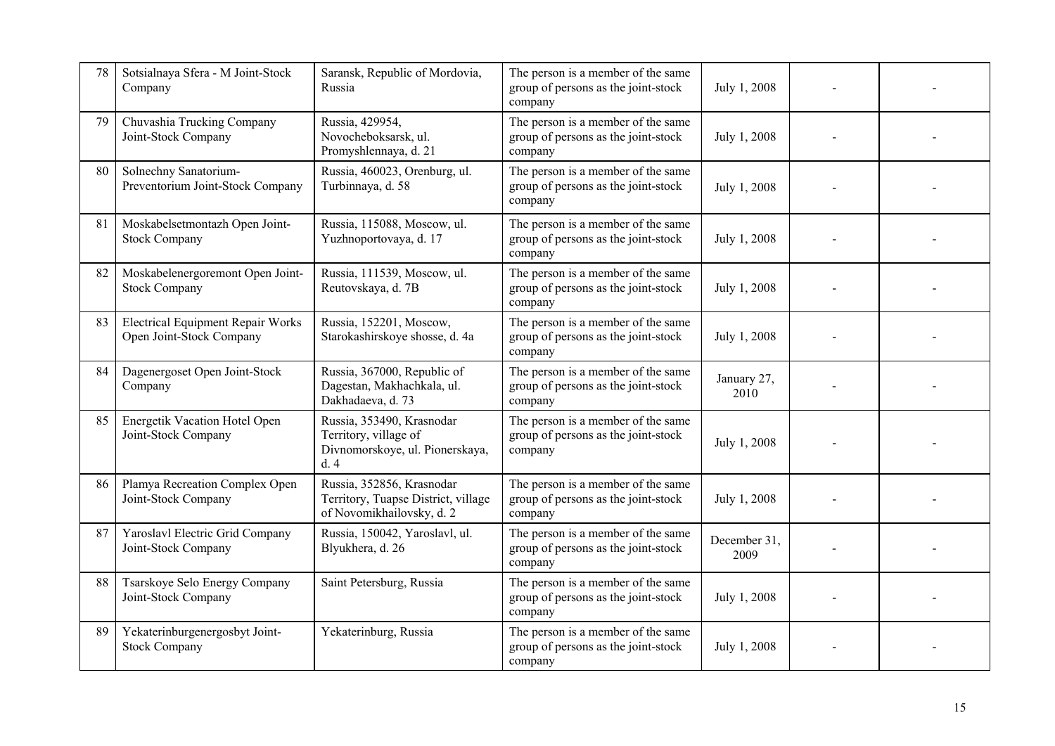| 78 | Sotsialnaya Sfera - M Joint-Stock Company | Saransk, Republic of Mordovia, Russia | The person is a member of the same group of persons as the joint-stock company | July 1, 2008 | - | - |
|---|---|---|---|---|---|---|
| 79 | Chuvashia Trucking Company Joint-Stock Company | Russia, 429954, Novocheboksarsk, ul. Promyshlennaya, d. 21 | The person is a member of the same group of persons as the joint-stock company | July 1, 2008 | - | - |
| 80 | Solnechny Sanatorium-Preventorium Joint-Stock Company | Russia, 460023, Orenburg, ul. Turbinnaya, d. 58 | The person is a member of the same group of persons as the joint-stock company | July 1, 2008 | - | - |
| 81 | Moskabelsetmontazh Open Joint-Stock Company | Russia, 115088, Moscow, ul. Yuzhnoportovaya, d. 17 | The person is a member of the same group of persons as the joint-stock company | July 1, 2008 | - | - |
| 82 | Moskabelenergoremont Open Joint-Stock Company | Russia, 111539, Moscow, ul. Reutovskaya, d. 7B | The person is a member of the same group of persons as the joint-stock company | July 1, 2008 | - | - |
| 83 | Electrical Equipment Repair Works Open Joint-Stock Company | Russia, 152201, Moscow, Starokashirskoye shosse, d. 4a | The person is a member of the same group of persons as the joint-stock company | July 1, 2008 | - | - |
| 84 | Dagenergoset Open Joint-Stock Company | Russia, 367000, Republic of Dagestan, Makhachkala, ul. Dakhadaeva, d. 73 | The person is a member of the same group of persons as the joint-stock company | January 27, 2010 | - | - |
| 85 | Energetik Vacation Hotel Open Joint-Stock Company | Russia, 353490, Krasnodar Territory, village of Divnomorskoye, ul. Pionerskaya, d. 4 | The person is a member of the same group of persons as the joint-stock company | July 1, 2008 | - | - |
| 86 | Plamya Recreation Complex Open Joint-Stock Company | Russia, 352856, Krasnodar Territory, Tuapse District, village of Novomikhailovsky, d. 2 | The person is a member of the same group of persons as the joint-stock company | July 1, 2008 | - | - |
| 87 | Yaroslavl Electric Grid Company Joint-Stock Company | Russia, 150042, Yaroslavl, ul. Blyukhera, d. 26 | The person is a member of the same group of persons as the joint-stock company | December 31, 2009 | - | - |
| 88 | Tsarskoye Selo Energy Company Joint-Stock Company | Saint Petersburg, Russia | The person is a member of the same group of persons as the joint-stock company | July 1, 2008 | - | - |
| 89 | Yekaterinburgenergosbyt Joint-Stock Company | Yekaterinburg, Russia | The person is a member of the same group of persons as the joint-stock company | July 1, 2008 | - | - |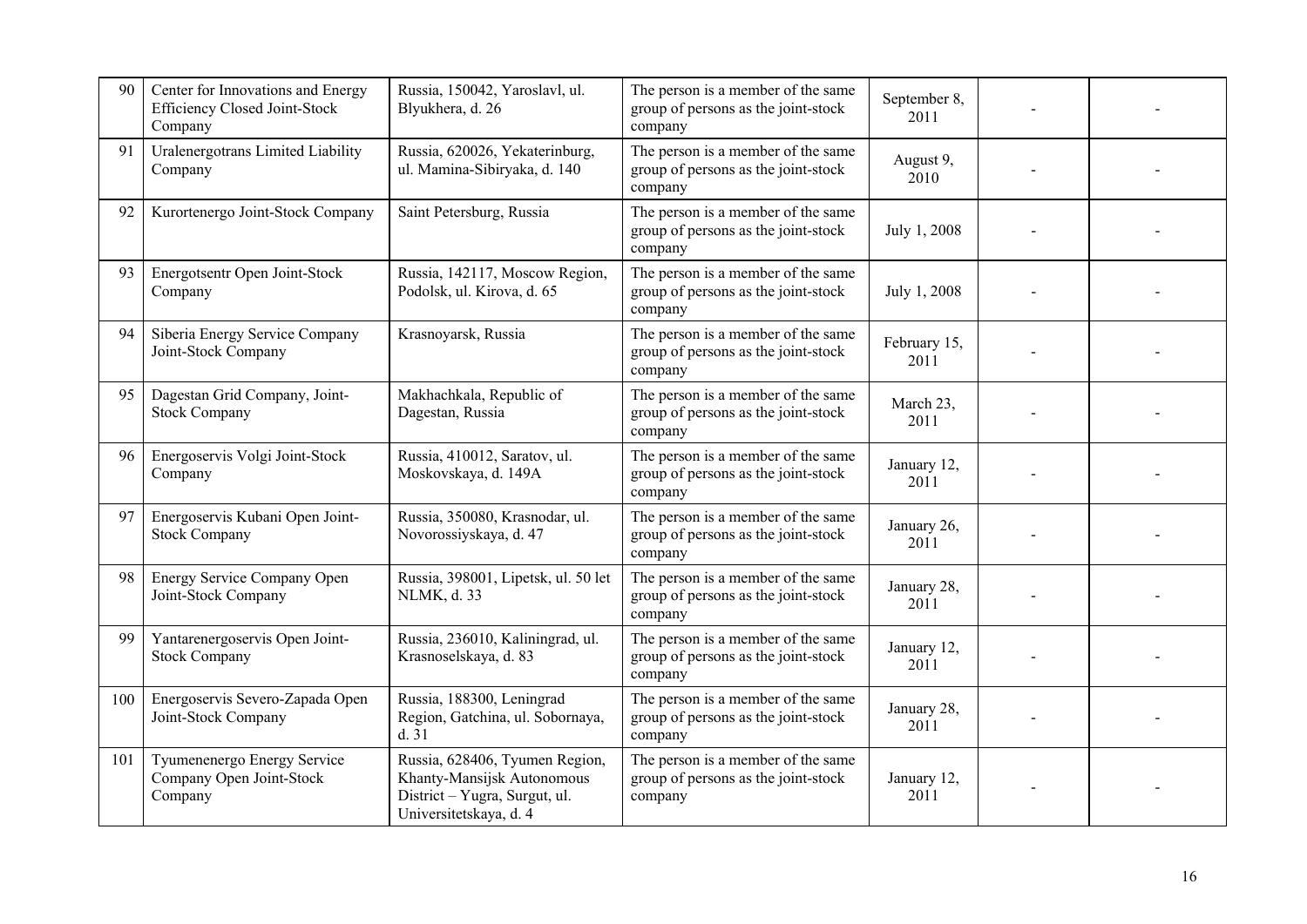| 90 | Center for Innovations and Energy Efficiency Closed Joint-Stock Company | Russia, 150042, Yaroslavl, ul. Blyukhera, d. 26 | The person is a member of the same group of persons as the joint-stock company | September 8, 2011 | - | - |
|---|---|---|---|---|---|---|
| 91 | Uralenergotrans Limited Liability Company | Russia, 620026, Yekaterinburg, ul. Mamina-Sibiryaka, d. 140 | The person is a member of the same group of persons as the joint-stock company | August 9, 2010 | - | - |
| 92 | Kurortenergo Joint-Stock Company | Saint Petersburg, Russia | The person is a member of the same group of persons as the joint-stock company | July 1, 2008 | - | - |
| 93 | Energotsentr Open Joint-Stock Company | Russia, 142117, Moscow Region, Podolsk, ul. Kirova, d. 65 | The person is a member of the same group of persons as the joint-stock company | July 1, 2008 | - | - |
| 94 | Siberia Energy Service Company Joint-Stock Company | Krasnoyarsk, Russia | The person is a member of the same group of persons as the joint-stock company | February 15, 2011 | - | - |
| 95 | Dagestan Grid Company, Joint-Stock Company | Makhachkala, Republic of Dagestan, Russia | The person is a member of the same group of persons as the joint-stock company | March 23, 2011 | - | - |
| 96 | Energoservis Volgi Joint-Stock Company | Russia, 410012, Saratov, ul. Moskovskaya, d. 149A | The person is a member of the same group of persons as the joint-stock company | January 12, 2011 | - | - |
| 97 | Energoservis Kubani Open Joint-Stock Company | Russia, 350080, Krasnodar, ul. Novorossiyskaya, d. 47 | The person is a member of the same group of persons as the joint-stock company | January 26, 2011 | - | - |
| 98 | Energy Service Company Open Joint-Stock Company | Russia, 398001, Lipetsk, ul. 50 let NLMK, d. 33 | The person is a member of the same group of persons as the joint-stock company | January 28, 2011 | - | - |
| 99 | Yantarenergoservis Open Joint-Stock Company | Russia, 236010, Kaliningrad, ul. Krasnoselskaya, d. 83 | The person is a member of the same group of persons as the joint-stock company | January 12, 2011 | - | - |
| 100 | Energoservis Severo-Zapada Open Joint-Stock Company | Russia, 188300, Leningrad Region, Gatchina, ul. Sobornaya, d. 31 | The person is a member of the same group of persons as the joint-stock company | January 28, 2011 | - | - |
| 101 | Tyumenenergo Energy Service Company Open Joint-Stock Company | Russia, 628406, Tyumen Region, Khanty-Mansijsk Autonomous District – Yugra, Surgut, ul. Universitetskaya, d. 4 | The person is a member of the same group of persons as the joint-stock company | January 12, 2011 | - | - |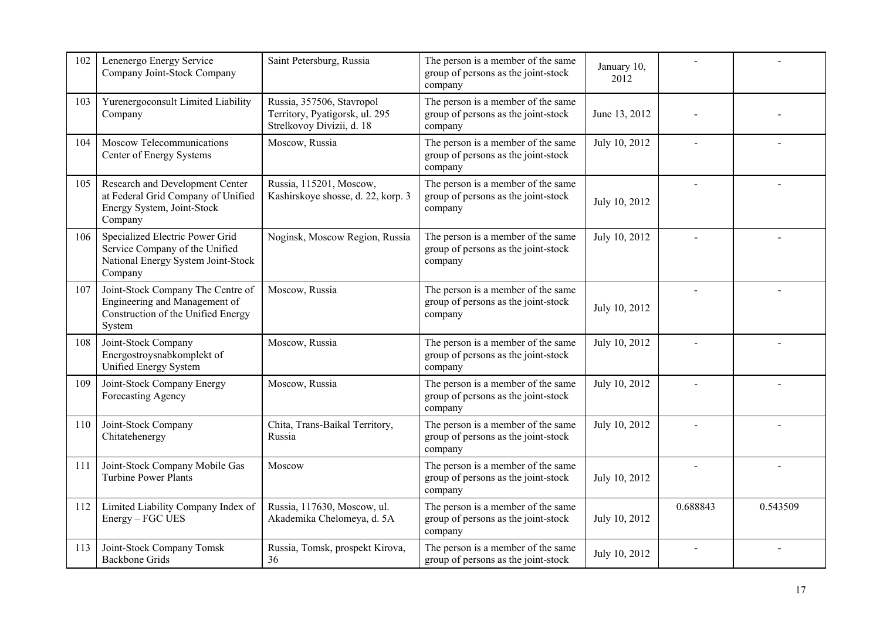| 102 | Lenenergo Energy Service Company Joint-Stock Company | Saint Petersburg, Russia | The person is a member of the same group of persons as the joint-stock company | January 10, 2012 | - | - |
|---|---|---|---|---|---|---|
| 103 | Yurenergoconsult Limited Liability Company | Russia, 357506, Stavropol Territory, Pyatigorsk, ul. 295 Strelkovoy Divizii, d. 18 | The person is a member of the same group of persons as the joint-stock company | June 13, 2012 | - | - |
| 104 | Moscow Telecommunications Center of Energy Systems | Moscow, Russia | The person is a member of the same group of persons as the joint-stock company | July 10, 2012 | - | - |
| 105 | Research and Development Center at Federal Grid Company of Unified Energy System, Joint-Stock Company | Russia, 115201, Moscow, Kashirskoye shosse, d. 22, korp. 3 | The person is a member of the same group of persons as the joint-stock company | July 10, 2012 | - | - |
| 106 | Specialized Electric Power Grid Service Company of the Unified National Energy System Joint-Stock Company | Noginsk, Moscow Region, Russia | The person is a member of the same group of persons as the joint-stock company | July 10, 2012 | - | - |
| 107 | Joint-Stock Company The Centre of Engineering and Management of Construction of the Unified Energy System | Moscow, Russia | The person is a member of the same group of persons as the joint-stock company | July 10, 2012 | - | - |
| 108 | Joint-Stock Company Energostroysnabkomplekt of Unified Energy System | Moscow, Russia | The person is a member of the same group of persons as the joint-stock company | July 10, 2012 | - | - |
| 109 | Joint-Stock Company Energy Forecasting Agency | Moscow, Russia | The person is a member of the same group of persons as the joint-stock company | July 10, 2012 | - | - |
| 110 | Joint-Stock Company Chitatehenergy | Chita, Trans-Baikal Territory, Russia | The person is a member of the same group of persons as the joint-stock company | July 10, 2012 | - | - |
| 111 | Joint-Stock Company Mobile Gas Turbine Power Plants | Moscow | The person is a member of the same group of persons as the joint-stock company | July 10, 2012 | - | - |
| 112 | Limited Liability Company Index of Energy – FGC UES | Russia, 117630, Moscow, ul. Akademika Chelomeya, d. 5A | The person is a member of the same group of persons as the joint-stock company | July 10, 2012 | 0.688843 | 0.543509 |
| 113 | Joint-Stock Company Tomsk Backbone Grids | Russia, Tomsk, prospekt Kirova, 36 | The person is a member of the same group of persons as the joint-stock | July 10, 2012 | - | - |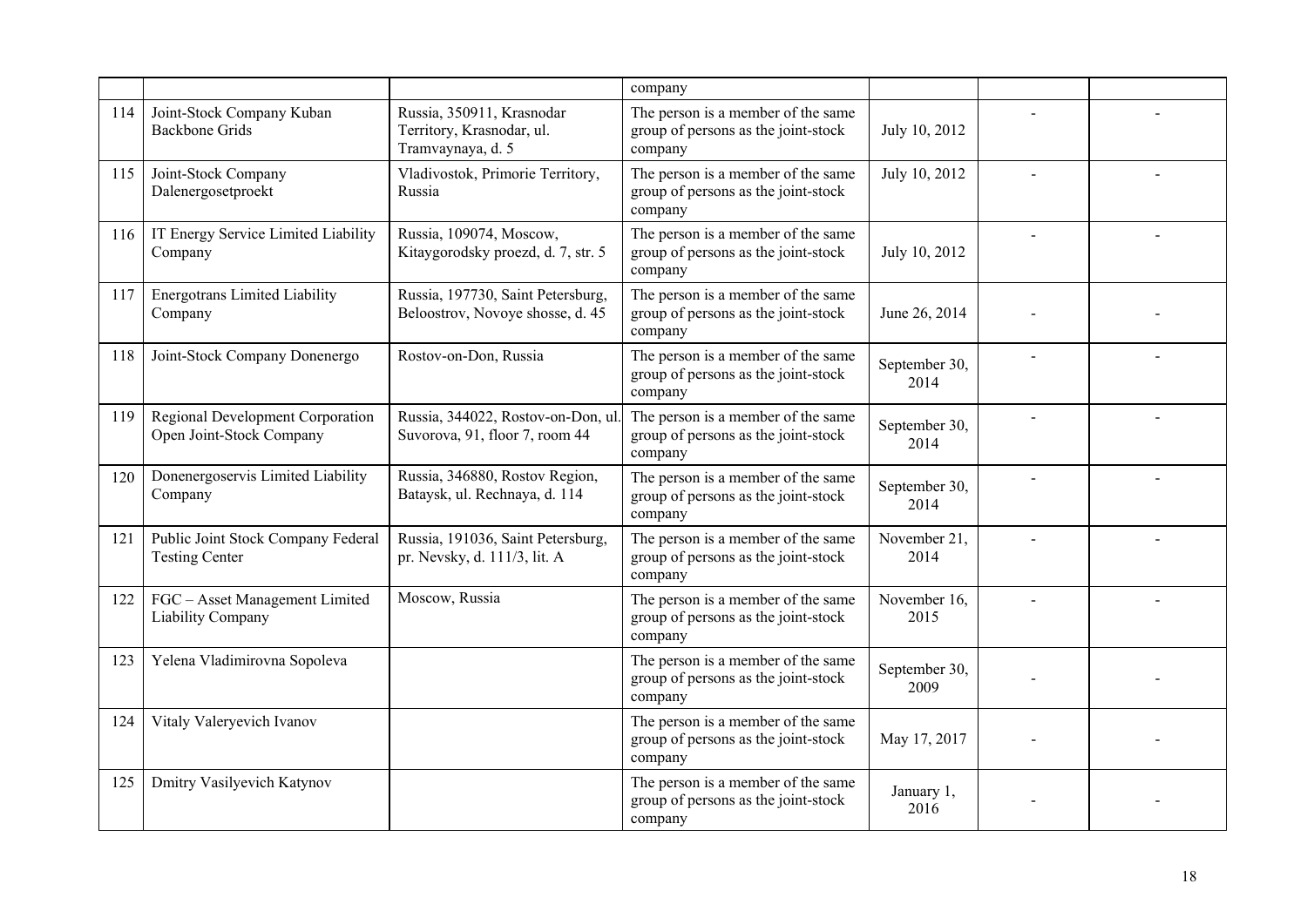|  |  |  | company |  |  |  |
|---|---|---|---|---|---|---|
| 114 | Joint-Stock Company Kuban Backbone Grids | Russia, 350911, Krasnodar Territory, Krasnodar, ul. Tramvaynaya, d. 5 | The person is a member of the same group of persons as the joint-stock company | July 10, 2012 | - | - |
| 115 | Joint-Stock Company Dalenergosetproekt | Vladivostok, Primorie Territory, Russia | The person is a member of the same group of persons as the joint-stock company | July 10, 2012 | - | - |
| 116 | IT Energy Service Limited Liability Company | Russia, 109074, Moscow, Kitaygorodsky proezd, d. 7, str. 5 | The person is a member of the same group of persons as the joint-stock company | July 10, 2012 | - | - |
| 117 | Energotrans Limited Liability Company | Russia, 197730, Saint Petersburg, Beloostrov, Novoye shosse, d. 45 | The person is a member of the same group of persons as the joint-stock company | June 26, 2014 | - | - |
| 118 | Joint-Stock Company Donenergo | Rostov-on-Don, Russia | The person is a member of the same group of persons as the joint-stock company | September 30, 2014 | - | - |
| 119 | Regional Development Corporation Open Joint-Stock Company | Russia, 344022, Rostov-on-Don, ul. Suvorova, 91, floor 7, room 44 | The person is a member of the same group of persons as the joint-stock company | September 30, 2014 | - | - |
| 120 | Donenergoservis Limited Liability Company | Russia, 346880, Rostov Region, Bataysk, ul. Rechnaya, d. 114 | The person is a member of the same group of persons as the joint-stock company | September 30, 2014 | - | - |
| 121 | Public Joint Stock Company Federal Testing Center | Russia, 191036, Saint Petersburg, pr. Nevsky, d. 111/3, lit. A | The person is a member of the same group of persons as the joint-stock company | November 21, 2014 | - | - |
| 122 | FGC – Asset Management Limited Liability Company | Moscow, Russia | The person is a member of the same group of persons as the joint-stock company | November 16, 2015 | - | - |
| 123 | Yelena Vladimirovna Sopoleva |  | The person is a member of the same group of persons as the joint-stock company | September 30, 2009 | - | - |
| 124 | Vitaly Valeryevich Ivanov |  | The person is a member of the same group of persons as the joint-stock company | May 17, 2017 | - | - |
| 125 | Dmitry Vasilyevich Katynov |  | The person is a member of the same group of persons as the joint-stock company | January 1, 2016 | - | - |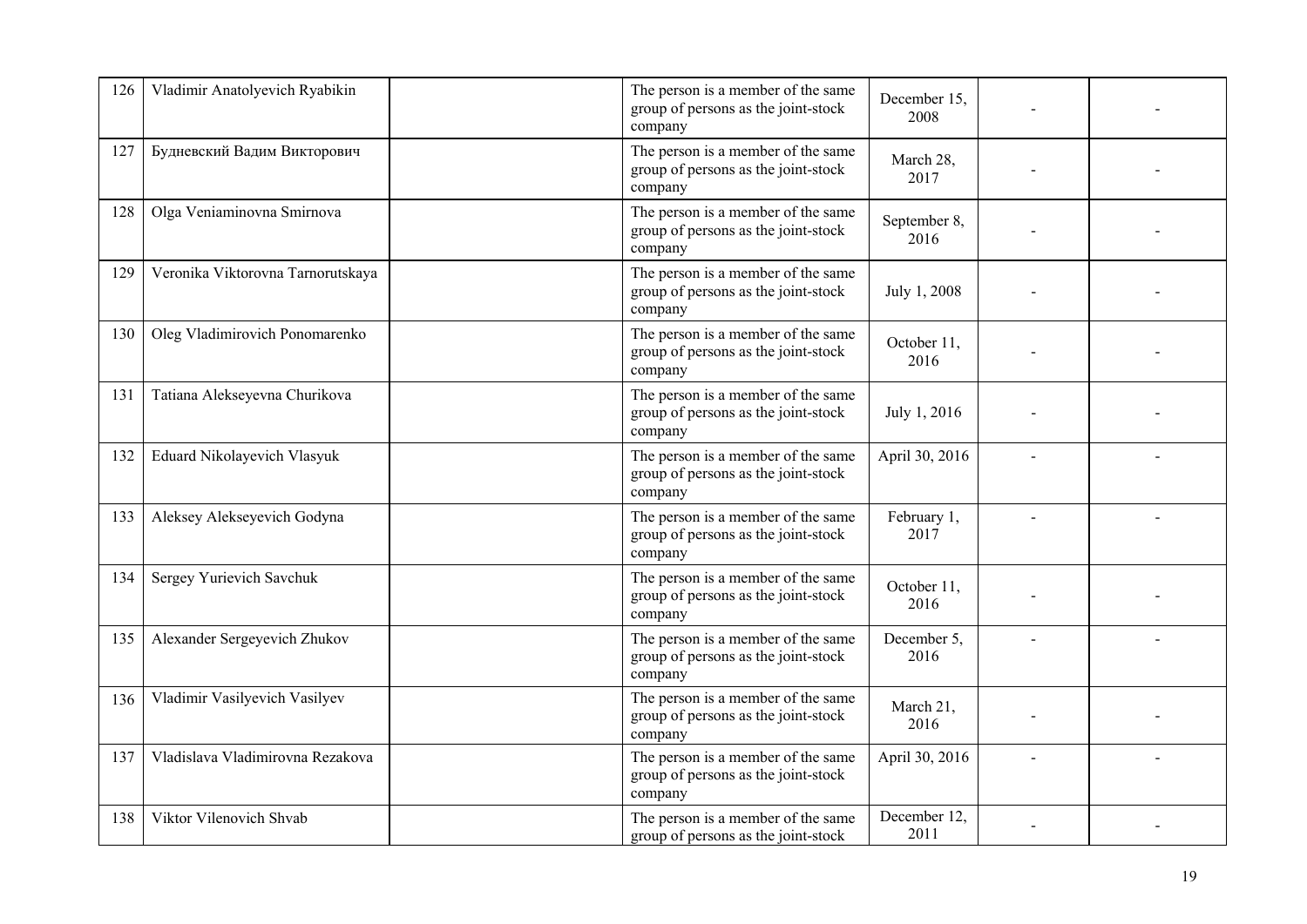| | | | | | | |
|---|---|---|---|---|---|---|
| 126 | Vladimir Anatolyevich Ryabikin | | The person is a member of the same group of persons as the joint-stock company | December 15, 2008 | - | - |
| 127 | Будневский Вадим Викторович | | The person is a member of the same group of persons as the joint-stock company | March 28, 2017 | - | - |
| 128 | Olga Veniaminovna Smirnova | | The person is a member of the same group of persons as the joint-stock company | September 8, 2016 | - | - |
| 129 | Veronika Viktorovna Tarnorutskaya | | The person is a member of the same group of persons as the joint-stock company | July 1, 2008 | - | - |
| 130 | Oleg Vladimirovich Ponomarenko | | The person is a member of the same group of persons as the joint-stock company | October 11, 2016 | - | - |
| 131 | Tatiana Alekseyevna Churikova | | The person is a member of the same group of persons as the joint-stock company | July 1, 2016 | - | - |
| 132 | Eduard Nikolayevich Vlasyuk | | The person is a member of the same group of persons as the joint-stock company | April 30, 2016 | - | - |
| 133 | Aleksey Alekseyevich Godyna | | The person is a member of the same group of persons as the joint-stock company | February 1, 2017 | - | - |
| 134 | Sergey Yurievich Savchuk | | The person is a member of the same group of persons as the joint-stock company | October 11, 2016 | - | - |
| 135 | Alexander Sergeyevich Zhukov | | The person is a member of the same group of persons as the joint-stock company | December 5, 2016 | - | - |
| 136 | Vladimir Vasilyevich Vasilyev | | The person is a member of the same group of persons as the joint-stock company | March 21, 2016 | - | - |
| 137 | Vladislava Vladimirovna Rezakova | | The person is a member of the same group of persons as the joint-stock company | April 30, 2016 | - | - |
| 138 | Viktor Vilenovich Shvab | | The person is a member of the same group of persons as the joint-stock | December 12, 2011 | - | - |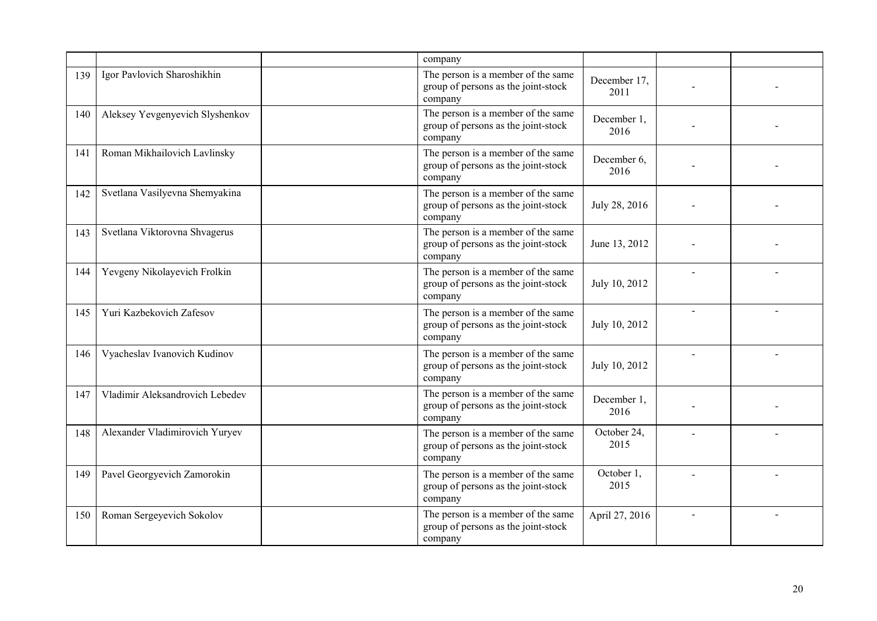|  |  |  | company |  |  |  |
|---|---|---|---|---|---|---|
| 139 | Igor Pavlovich Sharoshikhin |  | The person is a member of the same group of persons as the joint-stock company | December 17, 2011 | - | - |
| 140 | Aleksey Yevgenyevich Slyshenkov |  | The person is a member of the same group of persons as the joint-stock company | December 1, 2016 | - | - |
| 141 | Roman Mikhailovich Lavlinsky |  | The person is a member of the same group of persons as the joint-stock company | December 6, 2016 | - | - |
| 142 | Svetlana Vasilyevna Shemyakina |  | The person is a member of the same group of persons as the joint-stock company | July 28, 2016 | - | - |
| 143 | Svetlana Viktorovna Shvagerus |  | The person is a member of the same group of persons as the joint-stock company | June 13, 2012 | - | - |
| 144 | Yevgeny Nikolayevich Frolkin |  | The person is a member of the same group of persons as the joint-stock company | July 10, 2012 | - | - |
| 145 | Yuri Kazbekovich Zafesov |  | The person is a member of the same group of persons as the joint-stock company | July 10, 2012 | - | - |
| 146 | Vyacheslav Ivanovich Kudinov |  | The person is a member of the same group of persons as the joint-stock company | July 10, 2012 | - | - |
| 147 | Vladimir Aleksandrovich Lebedev |  | The person is a member of the same group of persons as the joint-stock company | December 1, 2016 | - | - |
| 148 | Alexander Vladimirovich Yuryev |  | The person is a member of the same group of persons as the joint-stock company | October 24, 2015 | - | - |
| 149 | Pavel Georgyevich Zamorokin |  | The person is a member of the same group of persons as the joint-stock company | October 1, 2015 | - | - |
| 150 | Roman Sergeyevich Sokolov |  | The person is a member of the same group of persons as the joint-stock company | April 27, 2016 | - | - |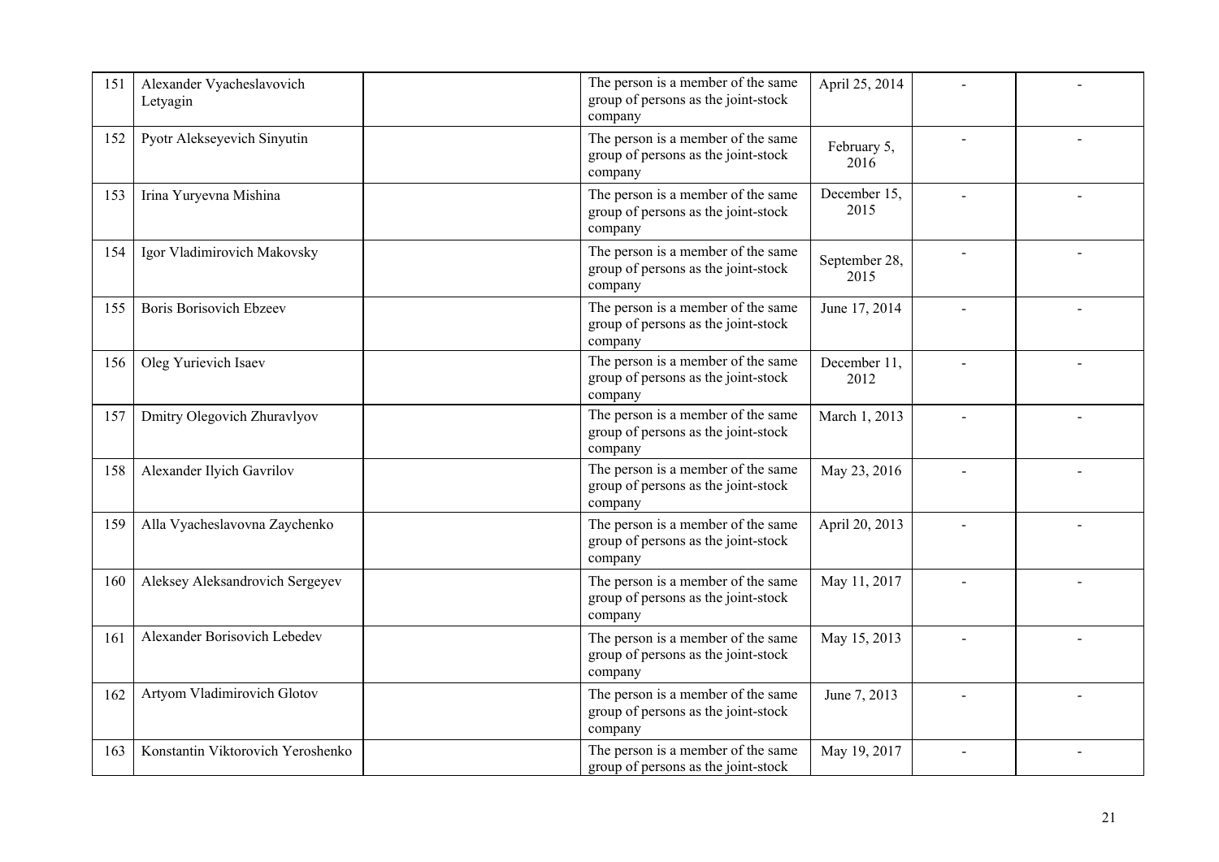| 151 | Alexander Vyacheslavovich Letyagin | | The person is a member of the same group of persons as the joint-stock company | April 25, 2014 | - | - |
|---|---|---|---|---|---|---|
| 152 | Pyotr Alekseyevich Sinyutin | | The person is a member of the same group of persons as the joint-stock company | February 5, 2016 | - | - |
| 153 | Irina Yuryevna Mishina | | The person is a member of the same group of persons as the joint-stock company | December 15, 2015 | - | - |
| 154 | Igor Vladimirovich Makovsky | | The person is a member of the same group of persons as the joint-stock company | September 28, 2015 | - | - |
| 155 | Boris Borisovich Ebzeev | | The person is a member of the same group of persons as the joint-stock company | June 17, 2014 | - | - |
| 156 | Oleg Yurievich Isaev | | The person is a member of the same group of persons as the joint-stock company | December 11, 2012 | - | - |
| 157 | Dmitry Olegovich Zhuravlyov | | The person is a member of the same group of persons as the joint-stock company | March 1, 2013 | - | - |
| 158 | Alexander Ilyich Gavrilov | | The person is a member of the same group of persons as the joint-stock company | May 23, 2016 | - | - |
| 159 | Alla Vyacheslavovna Zaychenko | | The person is a member of the same group of persons as the joint-stock company | April 20, 2013 | - | - |
| 160 | Aleksey Aleksandrovich Sergeyev | | The person is a member of the same group of persons as the joint-stock company | May 11, 2017 | - | - |
| 161 | Alexander Borisovich Lebedev | | The person is a member of the same group of persons as the joint-stock company | May 15, 2013 | - | - |
| 162 | Artyom Vladimirovich Glotov | | The person is a member of the same group of persons as the joint-stock company | June 7, 2013 | - | - |
| 163 | Konstantin Viktorovich Yeroshenko | | The person is a member of the same group of persons as the joint-stock | May 19, 2017 | - | - |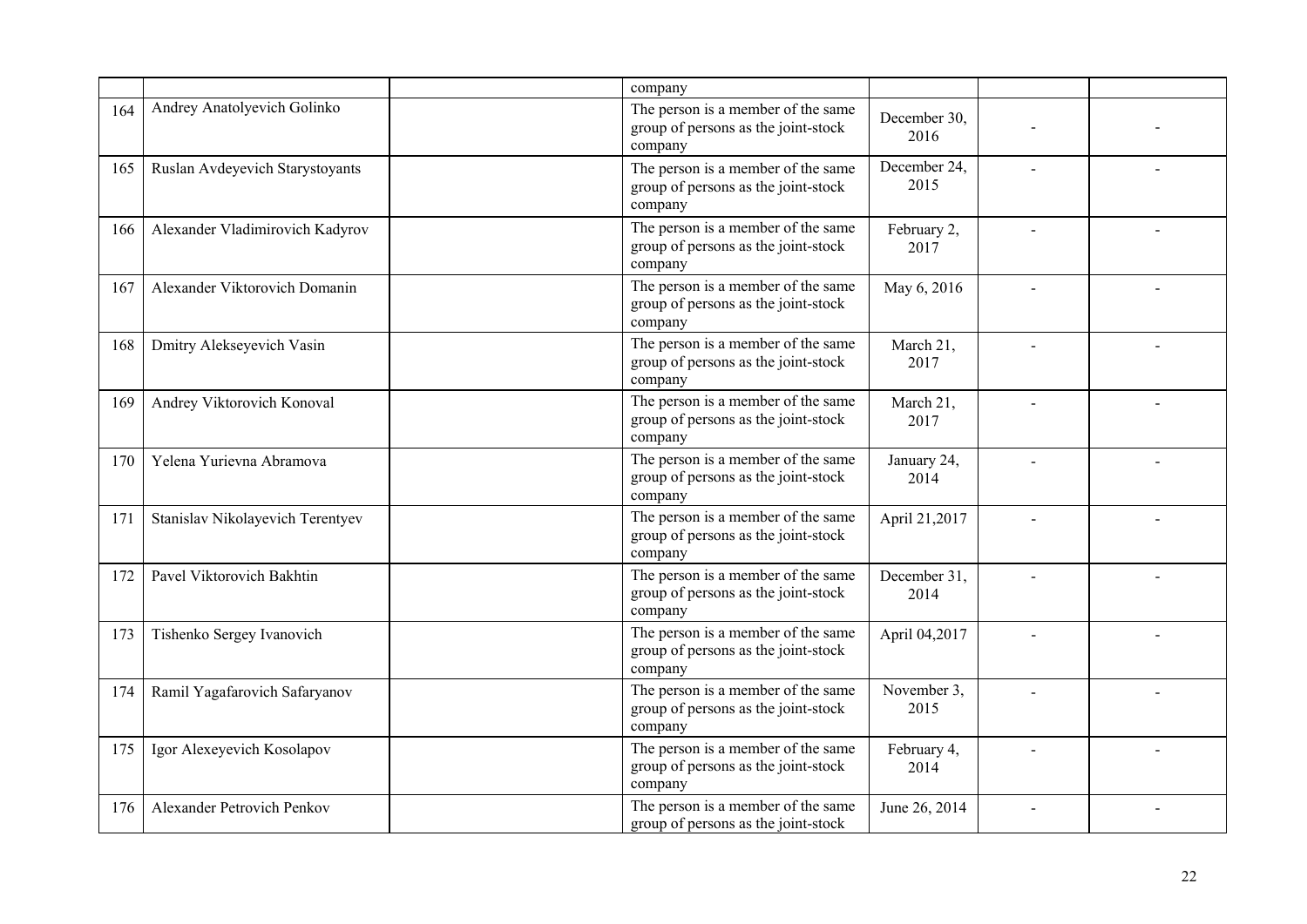|  |  |  | company |  |  |  |
|---|---|---|---|---|---|---|
| 164 | Andrey Anatolyevich Golinko |  | The person is a member of the same group of persons as the joint-stock company | December 30, 2016 | - | - |
| 165 | Ruslan Avdeyevich Starystoyants |  | The person is a member of the same group of persons as the joint-stock company | December 24, 2015 | - | - |
| 166 | Alexander Vladimirovich Kadyrov |  | The person is a member of the same group of persons as the joint-stock company | February 2, 2017 | - | - |
| 167 | Alexander Viktorovich Domanin |  | The person is a member of the same group of persons as the joint-stock company | May 6, 2016 | - | - |
| 168 | Dmitry Alekseyevich Vasin |  | The person is a member of the same group of persons as the joint-stock company | March 21, 2017 | - | - |
| 169 | Andrey Viktorovich Konoval |  | The person is a member of the same group of persons as the joint-stock company | March 21, 2017 | - | - |
| 170 | Yelena Yurievna Abramova |  | The person is a member of the same group of persons as the joint-stock company | January 24, 2014 | - | - |
| 171 | Stanislav Nikolayevich Terentyev |  | The person is a member of the same group of persons as the joint-stock company | April 21,2017 | - | - |
| 172 | Pavel Viktorovich Bakhtin |  | The person is a member of the same group of persons as the joint-stock company | December 31, 2014 | - | - |
| 173 | Tishenko Sergey Ivanovich |  | The person is a member of the same group of persons as the joint-stock company | April 04,2017 | - | - |
| 174 | Ramil Yagafarovich Safaryanov |  | The person is a member of the same group of persons as the joint-stock company | November 3, 2015 | - | - |
| 175 | Igor Alexeyevich Kosolapov |  | The person is a member of the same group of persons as the joint-stock company | February 4, 2014 | - | - |
| 176 | Alexander Petrovich Penkov |  | The person is a member of the same group of persons as the joint-stock | June 26, 2014 | - | - |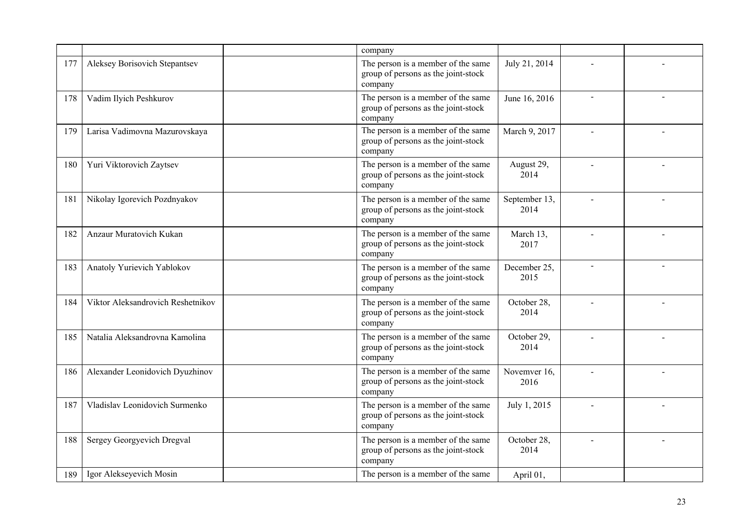| | | | | | | |
|---|---|---|---|---|---|---|
| | | | company | | | |
| 177 | Aleksey Borisovich Stepantsev | | The person is a member of the same group of persons as the joint-stock company | July 21, 2014 | - | - |
| 178 | Vadim Ilyich Peshkurov | | The person is a member of the same group of persons as the joint-stock company | June 16, 2016 | - | - |
| 179 | Larisa Vadimovna Mazurovskaya | | The person is a member of the same group of persons as the joint-stock company | March 9, 2017 | - | - |
| 180 | Yuri Viktorovich Zaytsev | | The person is a member of the same group of persons as the joint-stock company | August 29, 2014 | - | - |
| 181 | Nikolay Igorevich Pozdnyakov | | The person is a member of the same group of persons as the joint-stock company | September 13, 2014 | - | - |
| 182 | Anzaur Muratovich Kukan | | The person is a member of the same group of persons as the joint-stock company | March 13, 2017 | - | - |
| 183 | Anatoly Yurievich Yablokov | | The person is a member of the same group of persons as the joint-stock company | December 25, 2015 | - | - |
| 184 | Viktor Aleksandrovich Reshetnikov | | The person is a member of the same group of persons as the joint-stock company | October 28, 2014 | - | - |
| 185 | Natalia Aleksandrovna Kamolina | | The person is a member of the same group of persons as the joint-stock company | October 29, 2014 | - | - |
| 186 | Alexander Leonidovich Dyuzhinov | | The person is a member of the same group of persons as the joint-stock company | Novemver 16, 2016 | - | - |
| 187 | Vladislav Leonidovich Surmenko | | The person is a member of the same group of persons as the joint-stock company | July 1, 2015 | - | - |
| 188 | Sergey Georgyevich Dregval | | The person is a member of the same group of persons as the joint-stock company | October 28, 2014 | - | - |
| 189 | Igor Alekseyevich Mosin | | The person is a member of the same | April 01, | | |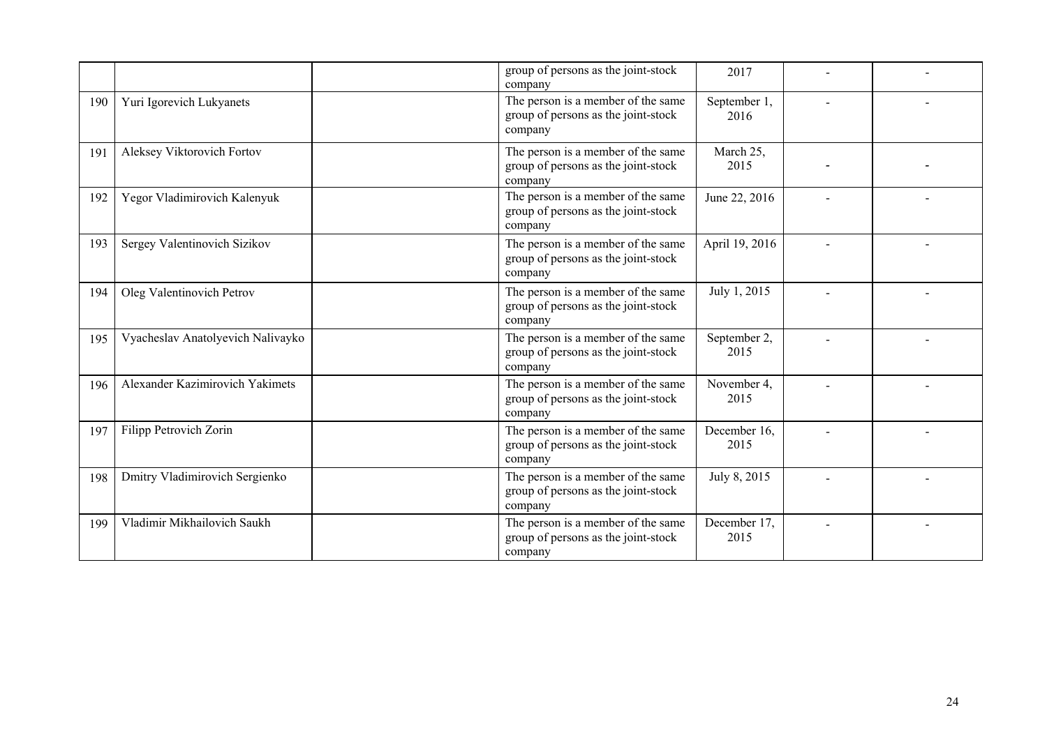| | | | | | | |
|---|---|---|---|---|---|---|
| | | | group of persons as the joint-stock company | 2017 | - | - |
| 190 | Yuri Igorevich Lukyanets | | The person is a member of the same group of persons as the joint-stock company | September 1, 2016 | - | - |
| 191 | Aleksey Viktorovich Fortov | | The person is a member of the same group of persons as the joint-stock company | March 25, 2015 | - | - |
| 192 | Yegor Vladimirovich Kalenyuk | | The person is a member of the same group of persons as the joint-stock company | June 22, 2016 | - | - |
| 193 | Sergey Valentinovich Sizikov | | The person is a member of the same group of persons as the joint-stock company | April 19, 2016 | - | - |
| 194 | Oleg Valentinovich Petrov | | The person is a member of the same group of persons as the joint-stock company | July 1, 2015 | - | - |
| 195 | Vyacheslav Anatolyevich Nalivayko | | The person is a member of the same group of persons as the joint-stock company | September 2, 2015 | - | - |
| 196 | Alexander Kazimirovich Yakimets | | The person is a member of the same group of persons as the joint-stock company | November 4, 2015 | - | - |
| 197 | Filipp Petrovich Zorin | | The person is a member of the same group of persons as the joint-stock company | December 16, 2015 | - | - |
| 198 | Dmitry Vladimirovich Sergienko | | The person is a member of the same group of persons as the joint-stock company | July 8, 2015 | - | - |
| 199 | Vladimir Mikhailovich Saukh | | The person is a member of the same group of persons as the joint-stock company | December 17, 2015 | - | - |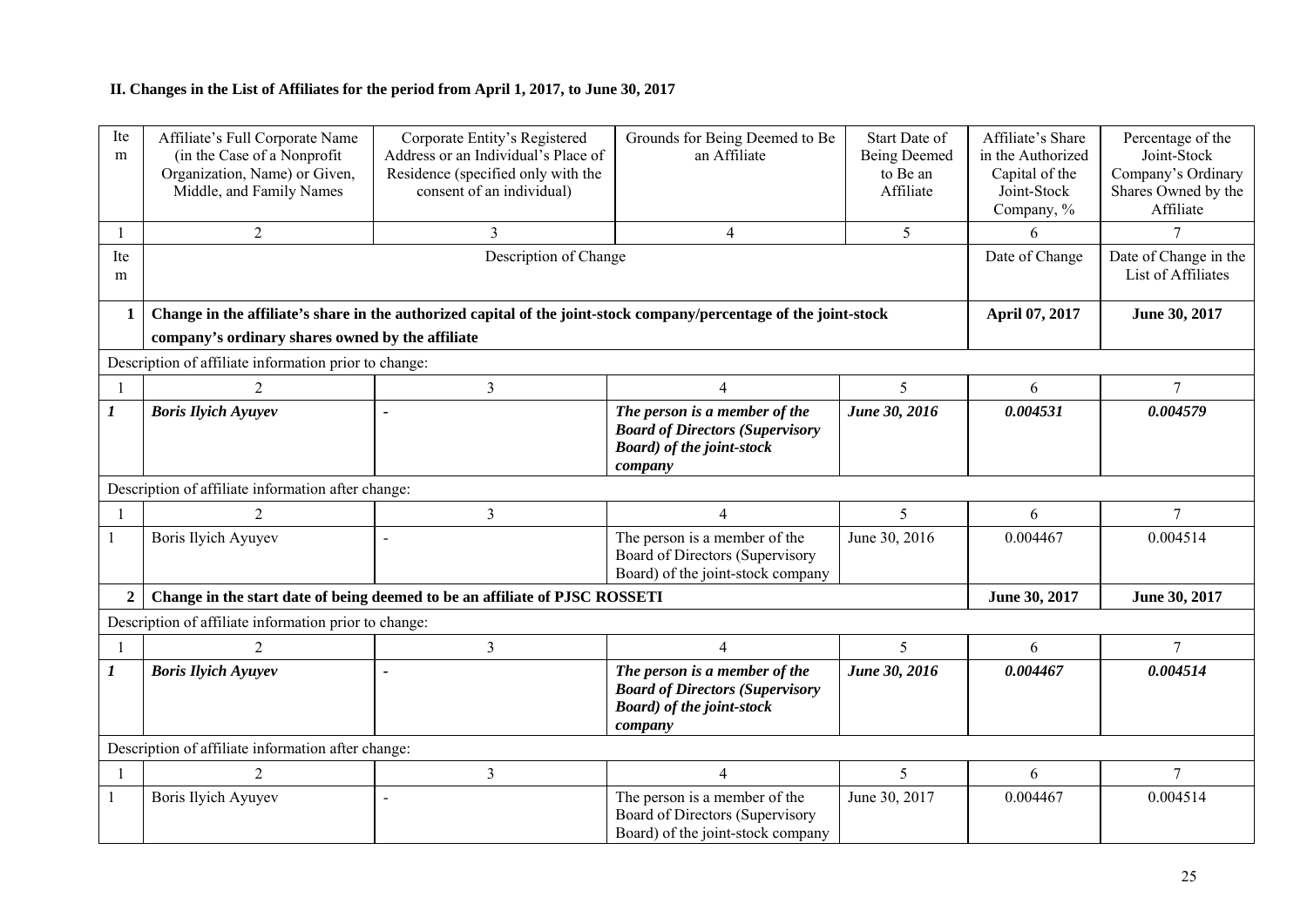**II. Changes in the List of Affiliates for the period from April 1, 2017, to June 30, 2017**

| Item | Affiliate's Full Corporate Name (in the Case of a Nonprofit Organization, Name) or Given, Middle, and Family Names | Corporate Entity's Registered Address or an Individual's Place of Residence (specified only with the consent of an individual) | Grounds for Being Deemed to Be an Affiliate | Start Date of Being Deemed to Be an Affiliate | Affiliate's Share in the Authorized Capital of the Joint-Stock Company, % | Percentage of the Joint-Stock Company's Ordinary Shares Owned by the Affiliate |
|---|---|---|---|---|---|---|
| 1 | 2 | 3 | 4 | 5 | 6 | 7 |
| Item | Description of Change | | | | Date of Change | Date of Change in the List of Affiliates |
| **1** | **Change in the affiliate's share in the authorized capital of the joint-stock company/percentage of the joint-stock company's ordinary shares owned by the affiliate** | | | | **April 07, 2017** | **June 30, 2017** |
| Description of affiliate information prior to change: | | | | | | |
| 1 | 2 | 3 | 4 | 5 | 6 | 7 |
| ***1*** | ***Boris Ilyich Ayuyev*** | **-** | ***The person is a member of the Board of Directors (Supervisory Board) of the joint-stock company*** | ***June 30, 2016*** | ***0.004531*** | ***0.004579*** |
| Description of affiliate information after change: | | | | | | |
| 1 | 2 | 3 | 4 | 5 | 6 | 7 |
| 1 | Boris Ilyich Ayuyev | - | The person is a member of the Board of Directors (Supervisory Board) of the joint-stock company | June 30, 2016 | 0.004467 | 0.004514 |
| **2** | **Change in the start date of being deemed to be an affiliate of PJSC ROSSETI** | | | | **June 30, 2017** | **June 30, 2017** |
| Description of affiliate information prior to change: | | | | | | |
| 1 | 2 | 3 | 4 | 5 | 6 | 7 |
| ***1*** | ***Boris Ilyich Ayuyev*** | **-** | ***The person is a member of the Board of Directors (Supervisory Board) of the joint-stock company*** | ***June 30, 2016*** | ***0.004467*** | ***0.004514*** |
| Description of affiliate information after change: | | | | | | |
| 1 | 2 | 3 | 4 | 5 | 6 | 7 |
| 1 | Boris Ilyich Ayuyev | - | The person is a member of the Board of Directors (Supervisory Board) of the joint-stock company | June 30, 2017 | 0.004467 | 0.004514 |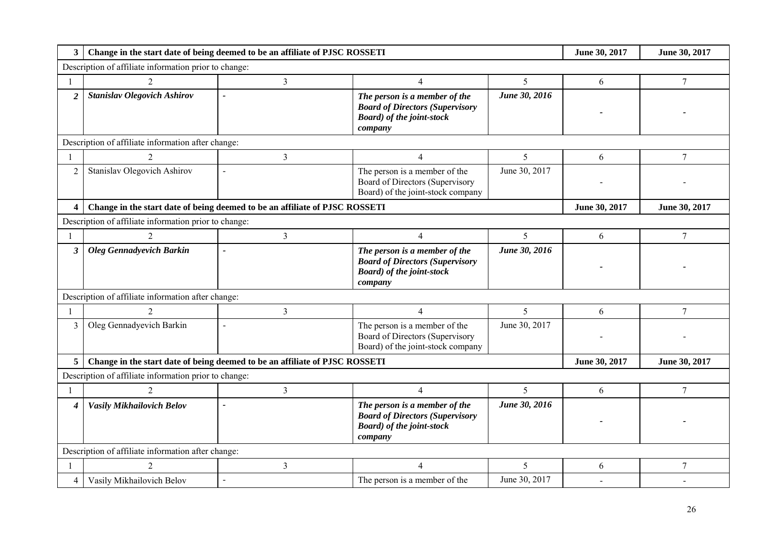| 3 | Change in the start date of being deemed to be an affiliate of PJSC ROSSETI | | | | June 30, 2017 | June 30, 2017 |
|---|---|---|---|---|---|---|
| Description of affiliate information prior to change: | | | | | | |
| 1 | 2 | 3 | 4 | 5 | 6 | 7 |
| ***2*** | ***Stanislav Olegovich Ashirov*** | - | ***The person is a member of the Board of Directors (Supervisory Board) of the joint-stock company*** | ***June 30, 2016*** | - | - |
| Description of affiliate information after change: | | | | | | |
| 1 | 2 | 3 | 4 | 5 | 6 | 7 |
| 2 | Stanislav Olegovich Ashirov | - | The person is a member of the Board of Directors (Supervisory Board) of the joint-stock company | June 30, 2017 | - | - |
| **4** | **Change in the start date of being deemed to be an affiliate of PJSC ROSSETI** | | | | **June 30, 2017** | **June 30, 2017** |
| Description of affiliate information prior to change: | | | | | | |
| 1 | 2 | 3 | 4 | 5 | 6 | 7 |
| ***3*** | ***Oleg Gennadyevich Barkin*** | - | ***The person is a member of the Board of Directors (Supervisory Board) of the joint-stock company*** | ***June 30, 2016*** | - | - |
| Description of affiliate information after change: | | | | | | |
| 1 | 2 | 3 | 4 | 5 | 6 | 7 |
| 3 | Oleg Gennadyevich Barkin | - | The person is a member of the Board of Directors (Supervisory Board) of the joint-stock company | June 30, 2017 | - | - |
| **5** | **Change in the start date of being deemed to be an affiliate of PJSC ROSSETI** | | | | **June 30, 2017** | **June 30, 2017** |
| Description of affiliate information prior to change: | | | | | | |
| 1 | 2 | 3 | 4 | 5 | 6 | 7 |
| ***4*** | ***Vasily Mikhailovich Belov*** | - | ***The person is a member of the Board of Directors (Supervisory Board) of the joint-stock company*** | ***June 30, 2016*** | - | - |
| Description of affiliate information after change: | | | | | | |
| 1 | 2 | 3 | 4 | 5 | 6 | 7 |
| 4 | Vasily Mikhailovich Belov | - | The person is a member of the | June 30, 2017 | - | - |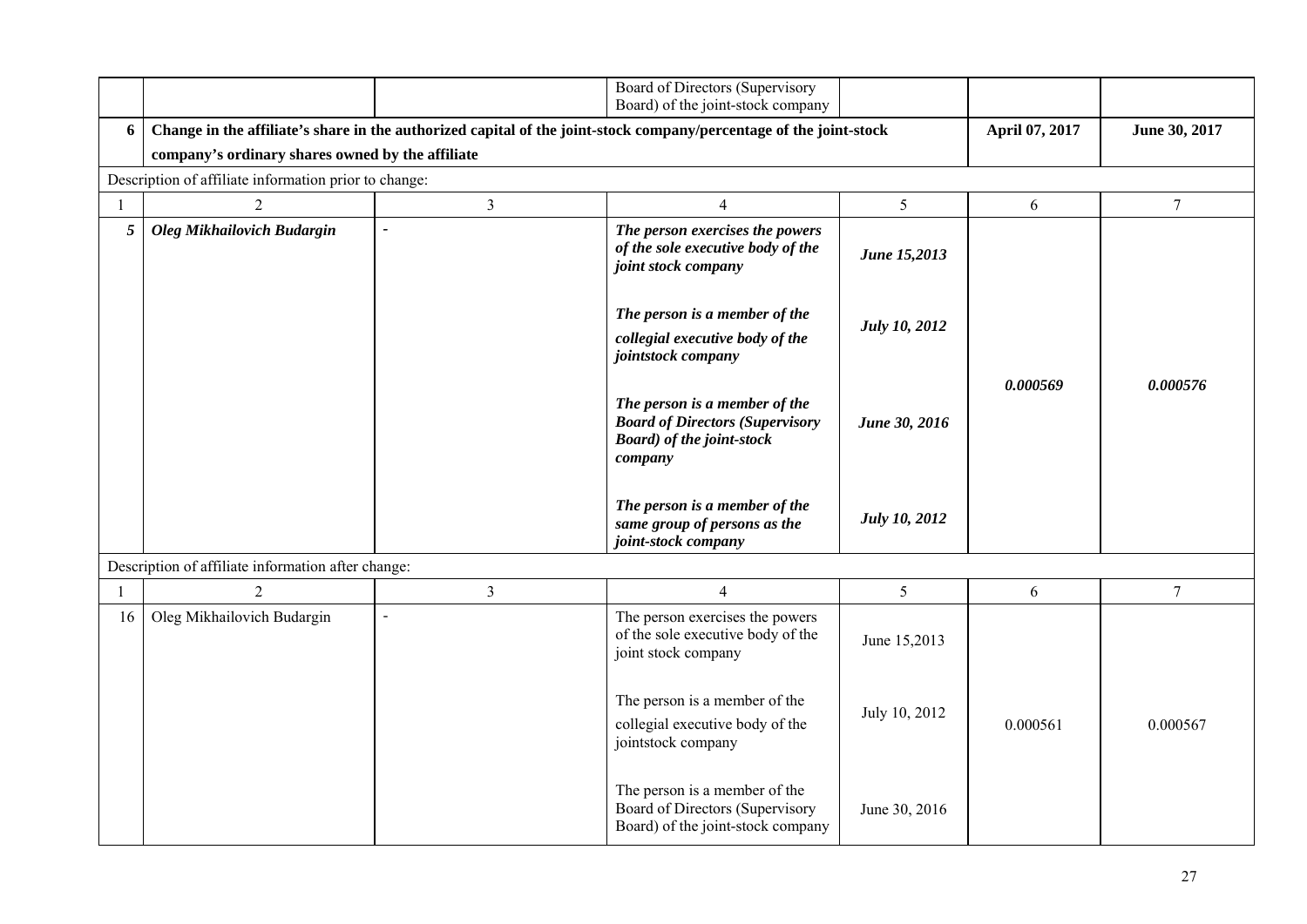| | | | Board of Directors (Supervisory Board) of the joint-stock company | | | |
|---|---|---|---|---|---|---|
| **6** | **Change in the affiliate's share in the authorized capital of the joint-stock company/percentage of the joint-stock company's ordinary shares owned by the affiliate** | | | | **April 07, 2017** | **June 30, 2017** |
| Description of affiliate information prior to change: | | | | | | |
| 1 | 2 | 3 | 4 | 5 | 6 | 7 |
| ***5*** | ***Oleg Mikhailovich Budargin*** | - | ***The person exercises the powers of the sole executive body of the joint stock company*** | ***June 15,2013*** | ***0.000569*** | ***0.000576*** |
| | | | ***The person is a member of the collegial executive body of the jointstock company*** | ***July 10, 2012*** | | |
| | | | ***The person is a member of the Board of Directors (Supervisory Board) of the joint-stock company*** | ***June 30, 2016*** | | |
| | | | ***The person is a member of the same group of persons as the joint-stock company*** | ***July 10, 2012*** | | |
| Description of affiliate information after change: | | | | | | |
| 1 | 2 | 3 | 4 | 5 | 6 | 7 |
| 16 | Oleg Mikhailovich Budargin | - | The person exercises the powers of the sole executive body of the joint stock company | June 15,2013 | 0.000561 | 0.000567 |
| | | | The person is a member of the collegial executive body of the jointstock company | July 10, 2012 | | |
| | | | The person is a member of the Board of Directors (Supervisory Board) of the joint-stock company | June 30, 2016 | | |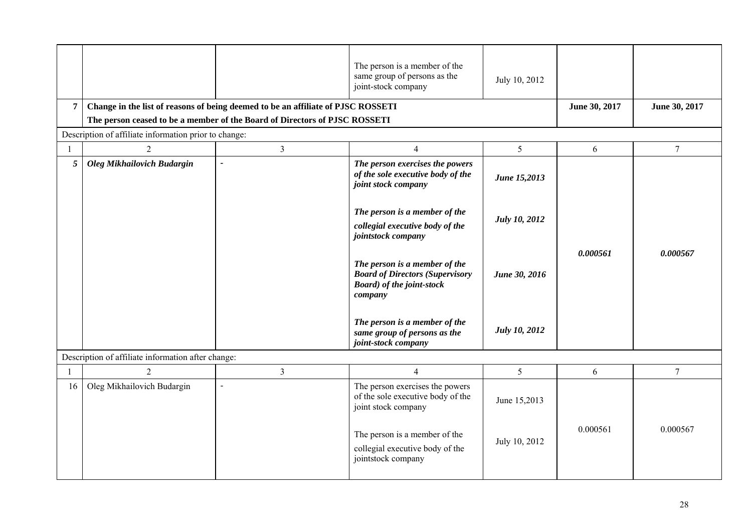| | | | | | | |
|---|---|---|---|---|---|---|
| | | | The person is a member of the same group of persons as the joint-stock company | July 10, 2012 | | |
| **7** | **Change in the list of reasons of being deemed to be an affiliate of PJSC ROSSETI**<br>**The person ceased to be a member of the Board of Directors of PJSC ROSSETI** | | | | **June 30, 2017** | **June 30, 2017** |
| Description of affiliate information prior to change: | | | | | | |
| 1 | 2 | 3 | 4 | 5 | 6 | 7 |
| ***5*** | ***Oleg Mikhailovich Budargin*** | - | ***The person exercises the powers of the sole executive body of the joint stock company*** | ***June 15,2013*** | ***0.000561*** | ***0.000567*** |
| | | | ***The person is a member of the collegial executive body of the jointstock company*** | ***July 10, 2012*** | | |
| | | | ***The person is a member of the Board of Directors (Supervisory Board) of the joint-stock company*** | ***June 30, 2016*** | | |
| | | | ***The person is a member of the same group of persons as the joint-stock company*** | ***July 10, 2012*** | | |
| Description of affiliate information after change: | | | | | | |
| 1 | 2 | 3 | 4 | 5 | 6 | 7 |
| 16 | Oleg Mikhailovich Budargin | - | The person exercises the powers of the sole executive body of the joint stock company | June 15,2013 | 0.000561 | 0.000567 |
| | | | The person is a member of the collegial executive body of the jointstock company | July 10, 2012 | | |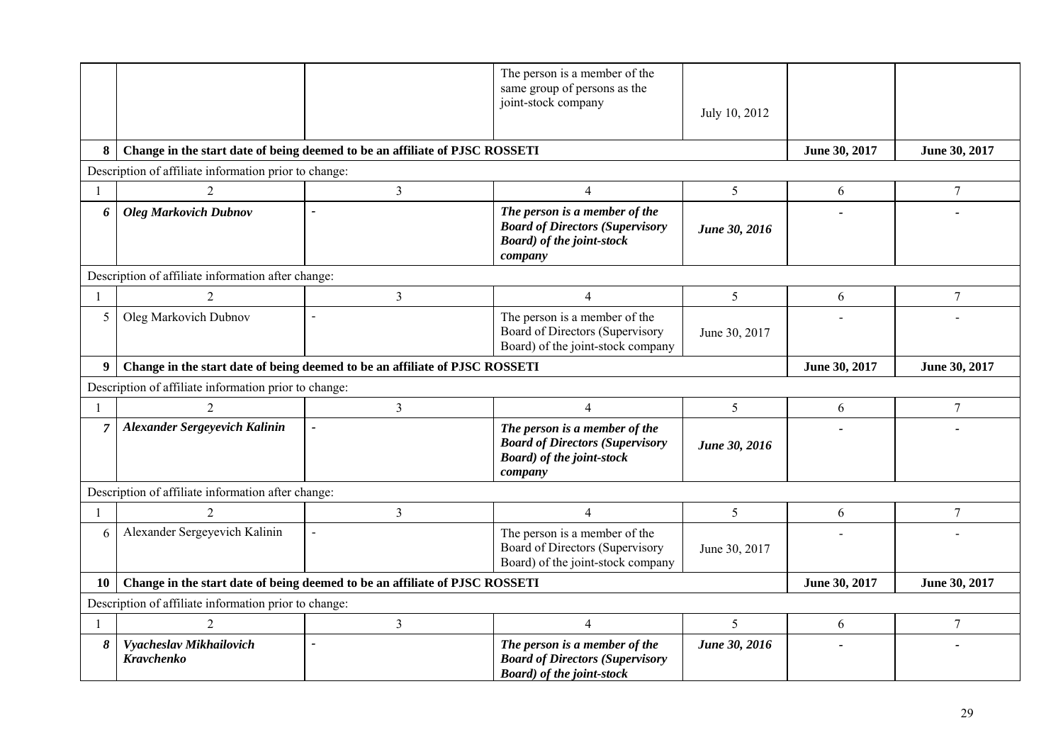| | | | The person is a member of the same group of persons as the joint-stock company | July 10, 2012 | | |
|---|---|---|---|---|---|---|
| **8** | **Change in the start date of being deemed to be an affiliate of PJSC ROSSETI** | | | | **June 30, 2017** | **June 30, 2017** |
| Description of affiliate information prior to change: | | | | | | |
| 1 | 2 | 3 | 4 | 5 | 6 | 7 |
| ***6*** | ***Oleg Markovich Dubnov*** | - | ***The person is a member of the Board of Directors (Supervisory Board) of the joint-stock company*** | ***June 30, 2016*** | - | - |
| Description of affiliate information after change: | | | | | | |
| 1 | 2 | 3 | 4 | 5 | 6 | 7 |
| 5 | Oleg Markovich Dubnov | - | The person is a member of the Board of Directors (Supervisory Board) of the joint-stock company | June 30, 2017 | - | - |
| **9** | **Change in the start date of being deemed to be an affiliate of PJSC ROSSETI** | | | | **June 30, 2017** | **June 30, 2017** |
| Description of affiliate information prior to change: | | | | | | |
| 1 | 2 | 3 | 4 | 5 | 6 | 7 |
| ***7*** | ***Alexander Sergeyevich Kalinin*** | - | ***The person is a member of the Board of Directors (Supervisory Board) of the joint-stock company*** | ***June 30, 2016*** | - | - |
| Description of affiliate information after change: | | | | | | |
| 1 | 2 | 3 | 4 | 5 | 6 | 7 |
| 6 | Alexander Sergeyevich Kalinin | - | The person is a member of the Board of Directors (Supervisory Board) of the joint-stock company | June 30, 2017 | - | - |
| **10** | **Change in the start date of being deemed to be an affiliate of PJSC ROSSETI** | | | | **June 30, 2017** | **June 30, 2017** |
| Description of affiliate information prior to change: | | | | | | |
| 1 | 2 | 3 | 4 | 5 | 6 | 7 |
| ***8*** | ***Vyacheslav Mikhailovich Kravchenko*** | - | ***The person is a member of the Board of Directors (Supervisory Board) of the joint-stock*** | ***June 30, 2016*** | - | - |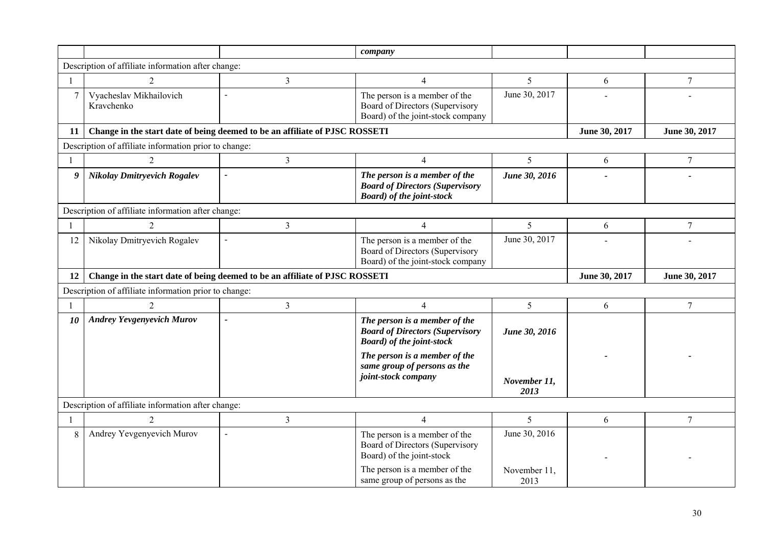| | | | *company* | | | |
|---|---|---|---|---|---|---|
| Description of affiliate information after change: | | | | | | |
| 1 | 2 | 3 | 4 | 5 | 6 | 7 |
| 7 | Vyacheslav Mikhailovich Kravchenko | - | The person is a member of the Board of Directors (Supervisory Board) of the joint-stock company | June 30, 2017 | - | - |
| **11** | **Change in the start date of being deemed to be an affiliate of PJSC ROSSETI** | | | | **June 30, 2017** | **June 30, 2017** |
| Description of affiliate information prior to change: | | | | | | |
| 1 | 2 | 3 | 4 | 5 | 6 | 7 |
| ***9*** | ***Nikolay Dmitryevich Rogalev*** | - | ***The person is a member of the Board of Directors (Supervisory Board) of the joint-stock*** | ***June 30, 2016*** | - | - |
| Description of affiliate information after change: | | | | | | |
| 1 | 2 | 3 | 4 | 5 | 6 | 7 |
| 12 | Nikolay Dmitryevich Rogalev | - | The person is a member of the Board of Directors (Supervisory Board) of the joint-stock company | June 30, 2017 | - | - |
| **12** | **Change in the start date of being deemed to be an affiliate of PJSC ROSSETI** | | | | **June 30, 2017** | **June 30, 2017** |
| Description of affiliate information prior to change: | | | | | | |
| 1 | 2 | 3 | 4 | 5 | 6 | 7 |
| ***10*** | ***Andrey Yevgenyevich Murov*** | - | ***The person is a member of the Board of Directors (Supervisory Board) of the joint-stock*** <br> ***The person is a member of the same group of persons as the joint-stock company*** | ***June 30, 2016*** <br> ***November 11, 2013*** | - | - |
| Description of affiliate information after change: | | | | | | |
| 1 | 2 | 3 | 4 | 5 | 6 | 7 |
| 8 | Andrey Yevgenyevich Murov | - | The person is a member of the Board of Directors (Supervisory Board) of the joint-stock <br> The person is a member of the same group of persons as the | June 30, 2016 <br> November 11, 2013 | - | - |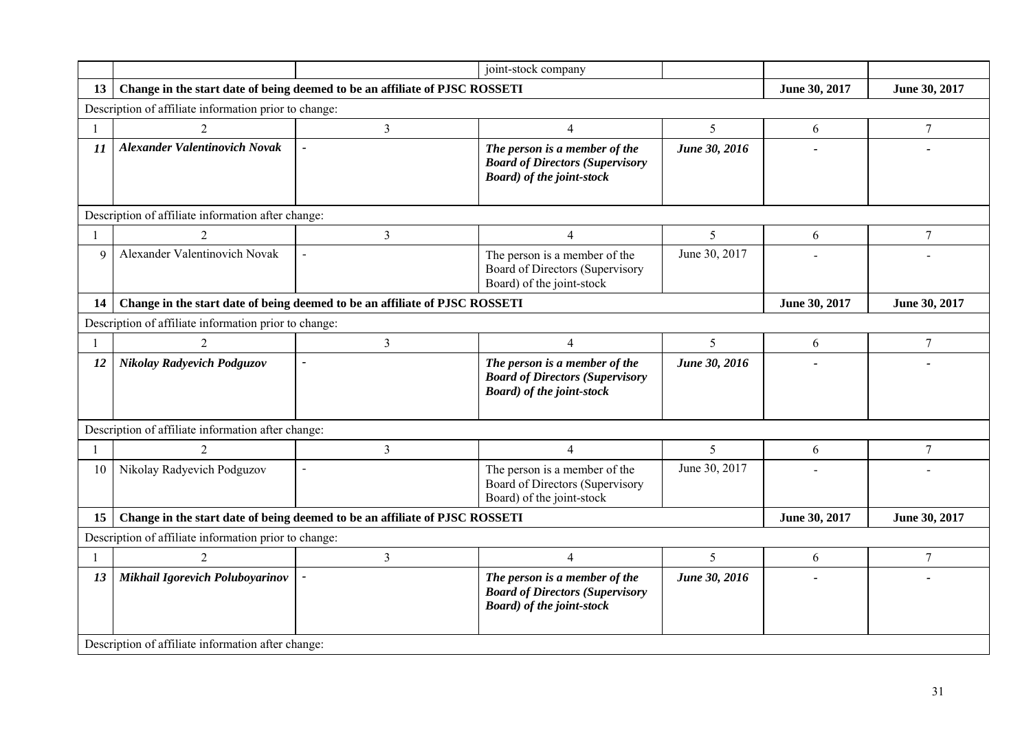| | | | joint-stock company | | | |
|---|---|---|---|---|---|---|
| **13** | **Change in the start date of being deemed to be an affiliate of PJSC ROSSETI** | | | | **June 30, 2017** | **June 30, 2017** |
| Description of affiliate information prior to change: | | | | | | |
| 1 | 2 | 3 | 4 | 5 | 6 | 7 |
| ***11*** | ***Alexander Valentinovich Novak*** | - | ***The person is a member of the Board of Directors (Supervisory Board) of the joint-stock*** | ***June 30, 2016*** | - | - |
| Description of affiliate information after change: | | | | | | |
| 1 | 2 | 3 | 4 | 5 | 6 | 7 |
| 9 | Alexander Valentinovich Novak | - | The person is a member of the Board of Directors (Supervisory Board) of the joint-stock | June 30, 2017 | - | - |
| **14** | **Change in the start date of being deemed to be an affiliate of PJSC ROSSETI** | | | | **June 30, 2017** | **June 30, 2017** |
| Description of affiliate information prior to change: | | | | | | |
| 1 | 2 | 3 | 4 | 5 | 6 | 7 |
| ***12*** | ***Nikolay Radyevich Podguzov*** | - | ***The person is a member of the Board of Directors (Supervisory Board) of the joint-stock*** | ***June 30, 2016*** | - | - |
| Description of affiliate information after change: | | | | | | |
| 1 | 2 | 3 | 4 | 5 | 6 | 7 |
| 10 | Nikolay Radyevich Podguzov | - | The person is a member of the Board of Directors (Supervisory Board) of the joint-stock | June 30, 2017 | - | - |
| **15** | **Change in the start date of being deemed to be an affiliate of PJSC ROSSETI** | | | | **June 30, 2017** | **June 30, 2017** |
| Description of affiliate information prior to change: | | | | | | |
| 1 | 2 | 3 | 4 | 5 | 6 | 7 |
| ***13*** | ***Mikhail Igorevich Poluboyarinov*** | - | ***The person is a member of the Board of Directors (Supervisory Board) of the joint-stock*** | ***June 30, 2016*** | - | - |
| Description of affiliate information after change: | | | | | | |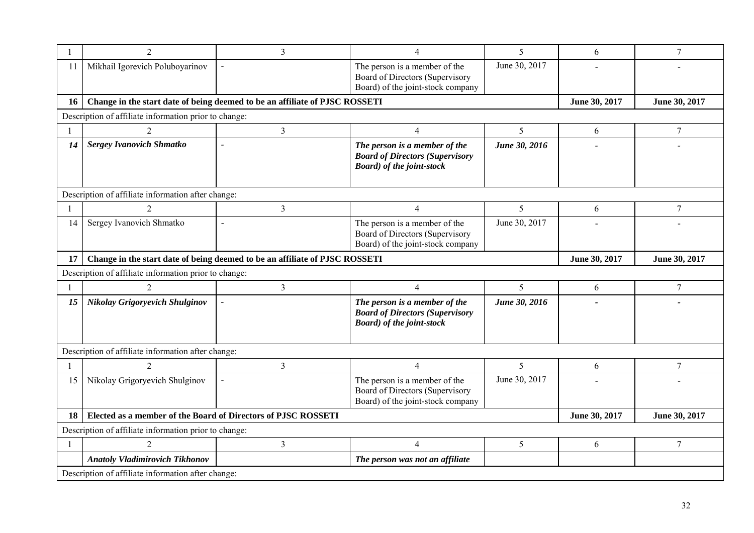| 1 | 2 | 3 | 4 | 5 | 6 | 7 |
|---|---|---|---|---|---|---|
| 11 | Mikhail Igorevich Poluboyarinov | - | The person is a member of the Board of Directors (Supervisory Board) of the joint-stock company | June 30, 2017 | - | - |
| **16** | **Change in the start date of being deemed to be an affiliate of PJSC ROSSETI** | | | | **June 30, 2017** | **June 30, 2017** |
| Description of affiliate information prior to change: | | | | | | |
| 1 | 2 | 3 | 4 | 5 | 6 | 7 |
| ***14*** | ***Sergey Ivanovich Shmatko*** | - | ***The person is a member of the Board of Directors (Supervisory Board) of the joint-stock*** | ***June 30, 2016*** | - | - |
| Description of affiliate information after change: | | | | | | |
| 1 | 2 | 3 | 4 | 5 | 6 | 7 |
| 14 | Sergey Ivanovich Shmatko | - | The person is a member of the Board of Directors (Supervisory Board) of the joint-stock company | June 30, 2017 | - | - |
| **17** | **Change in the start date of being deemed to be an affiliate of PJSC ROSSETI** | | | | **June 30, 2017** | **June 30, 2017** |
| Description of affiliate information prior to change: | | | | | | |
| 1 | 2 | 3 | 4 | 5 | 6 | 7 |
| ***15*** | ***Nikolay Grigoryevich Shulginov*** | - | ***The person is a member of the Board of Directors (Supervisory Board) of the joint-stock*** | ***June 30, 2016*** | - | - |
| Description of affiliate information after change: | | | | | | |
| 1 | 2 | 3 | 4 | 5 | 6 | 7 |
| 15 | Nikolay Grigoryevich Shulginov | - | The person is a member of the Board of Directors (Supervisory Board) of the joint-stock company | June 30, 2017 | - | - |
| **18** | **Elected as a member of the Board of Directors of PJSC ROSSETI** | | | | **June 30, 2017** | **June 30, 2017** |
| Description of affiliate information prior to change: | | | | | | |
| 1 | 2 | 3 | 4 | 5 | 6 | 7 |
| | ***Anatoly Vladimirovich Tikhonov*** | | ***The person was not an affiliate*** | | | |
| Description of affiliate information after change: | | | | | | |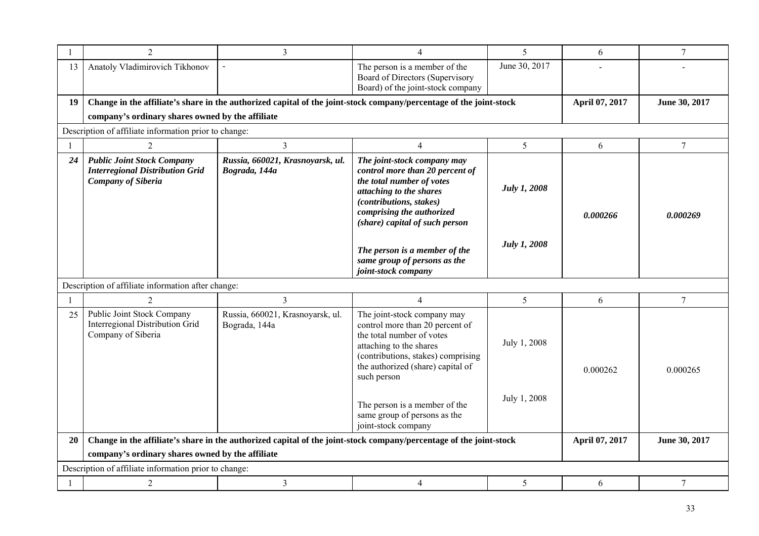| 1 | 2 | 3 | 4 | 5 | 6 | 7 |
|---|---|---|---|---|---|---|
| 13 | Anatoly Vladimirovich Tikhonov | - | The person is a member of the Board of Directors (Supervisory Board) of the joint-stock company | June 30, 2017 | - | - |
| **19** | **Change in the affiliate's share in the authorized capital of the joint-stock company/percentage of the joint-stock company's ordinary shares owned by the affiliate** | | | | **April 07, 2017** | **June 30, 2017** |
| Description of affiliate information prior to change: | | | | | | |
| 1 | 2 | 3 | 4 | 5 | 6 | 7 |
| ***24*** | ***Public Joint Stock Company Interregional Distribution Grid Company of Siberia*** | ***Russia, 660021, Krasnoyarsk, ul. Bograda, 144a*** | ***The joint-stock company may control more than 20 percent of the total number of votes attaching to the shares (contributions, stakes) comprising the authorized (share) capital of such person*** <br><br> ***The person is a member of the same group of persons as the joint-stock company*** | ***July 1, 2008*** <br><br> ***July 1, 2008*** | ***0.000266*** | ***0.000269*** |
| Description of affiliate information after change: | | | | | | |
| 1 | 2 | 3 | 4 | 5 | 6 | 7 |
| 25 | Public Joint Stock Company Interregional Distribution Grid Company of Siberia | Russia, 660021, Krasnoyarsk, ul. Bograda, 144a | The joint-stock company may control more than 20 percent of the total number of votes attaching to the shares (contributions, stakes) comprising the authorized (share) capital of such person <br><br> The person is a member of the same group of persons as the joint-stock company | July 1, 2008 <br><br> July 1, 2008 | 0.000262 | 0.000265 |
| **20** | **Change in the affiliate's share in the authorized capital of the joint-stock company/percentage of the joint-stock company's ordinary shares owned by the affiliate** | | | | **April 07, 2017** | **June 30, 2017** |
| Description of affiliate information prior to change: | | | | | | |
| 1 | 2 | 3 | 4 | 5 | 6 | 7 |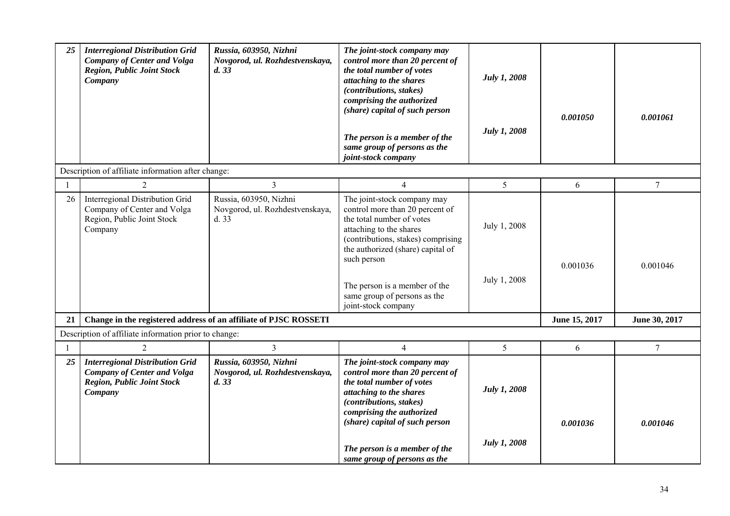| | | | | | | |
|---|---|---|---|---|---|---|
| ***25*** | ***Interregional Distribution Grid Company of Center and Volga Region, Public Joint Stock Company*** | ***Russia, 603950, Nizhni Novgorod, ul. Rozhdestvenskaya, d. 33*** | ***The joint-stock company may control more than 20 percent of the total number of votes attaching to the shares (contributions, stakes) comprising the authorized (share) capital of such person***<br><br>***The person is a member of the same group of persons as the joint-stock company*** | ***July 1, 2008***<br><br>***July 1, 2008*** | ***0.001050*** | ***0.001061*** |
| Description of affiliate information after change: | | | | | | |
| 1 | 2 | 3 | 4 | 5 | 6 | 7 |
| 26 | Interregional Distribution Grid Company of Center and Volga Region, Public Joint Stock Company | Russia, 603950, Nizhni Novgorod, ul. Rozhdestvenskaya, d. 33 | The joint-stock company may control more than 20 percent of the total number of votes attaching to the shares (contributions, stakes) comprising the authorized (share) capital of such person<br><br>The person is a member of the same group of persons as the joint-stock company | July 1, 2008<br><br>July 1, 2008 | 0.001036 | 0.001046 |
| **21** | **Change in the registered address of an affiliate of PJSC ROSSETI** | | | | **June 15, 2017** | **June 30, 2017** |
| Description of affiliate information prior to change: | | | | | | |
| 1 | 2 | 3 | 4 | 5 | 6 | 7 |
| ***25*** | ***Interregional Distribution Grid Company of Center and Volga Region, Public Joint Stock Company*** | ***Russia, 603950, Nizhni Novgorod, ul. Rozhdestvenskaya, d. 33*** | ***The joint-stock company may control more than 20 percent of the total number of votes attaching to the shares (contributions, stakes) comprising the authorized (share) capital of such person***<br><br>***The person is a member of the same group of persons as the*** | ***July 1, 2008***<br><br>***July 1, 2008*** | ***0.001036*** | ***0.001046*** |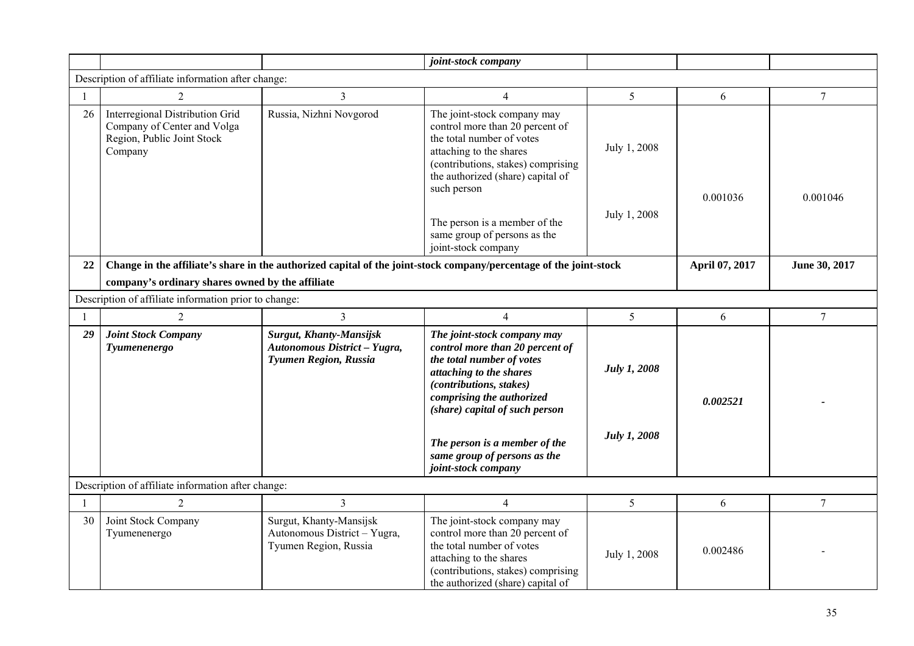| | | | joint-stock company | | | |
|---|---|---|---|---|---|---|
| Description of affiliate information after change: | | | | | | |
| 1 | 2 | 3 | 4 | 5 | 6 | 7 |
| 26 | Interregional Distribution Grid Company of Center and Volga Region, Public Joint Stock Company | Russia, Nizhni Novgorod | The joint-stock company may control more than 20 percent of the total number of votes attaching to the shares (contributions, stakes) comprising the authorized (share) capital of such person<br><br>The person is a member of the same group of persons as the joint-stock company | July 1, 2008<br><br>July 1, 2008 | 0.001036 | 0.001046 |
| **22** | **Change in the affiliate's share in the authorized capital of the joint-stock company/percentage of the joint-stock company's ordinary shares owned by the affiliate** | | | | **April 07, 2017** | **June 30, 2017** |
| Description of affiliate information prior to change: | | | | | | |
| 1 | 2 | 3 | 4 | 5 | 6 | 7 |
| ***29*** | ***Joint Stock Company Tyumenenergo*** | ***Surgut, Khanty-Mansijsk Autonomous District – Yugra, Tyumen Region, Russia*** | ***The joint-stock company may control more than 20 percent of the total number of votes attaching to the shares (contributions, stakes) comprising the authorized (share) capital of such person***<br><br>***The person is a member of the same group of persons as the joint-stock company*** | ***July 1, 2008***<br><br>***July 1, 2008*** | ***0.002521*** | - |
| Description of affiliate information after change: | | | | | | |
| 1 | 2 | 3 | 4 | 5 | 6 | 7 |
| 30 | Joint Stock Company Tyumenenergo | Surgut, Khanty-Mansijsk Autonomous District – Yugra, Tyumen Region, Russia | The joint-stock company may control more than 20 percent of the total number of votes attaching to the shares (contributions, stakes) comprising the authorized (share) capital of | July 1, 2008 | 0.002486 | - |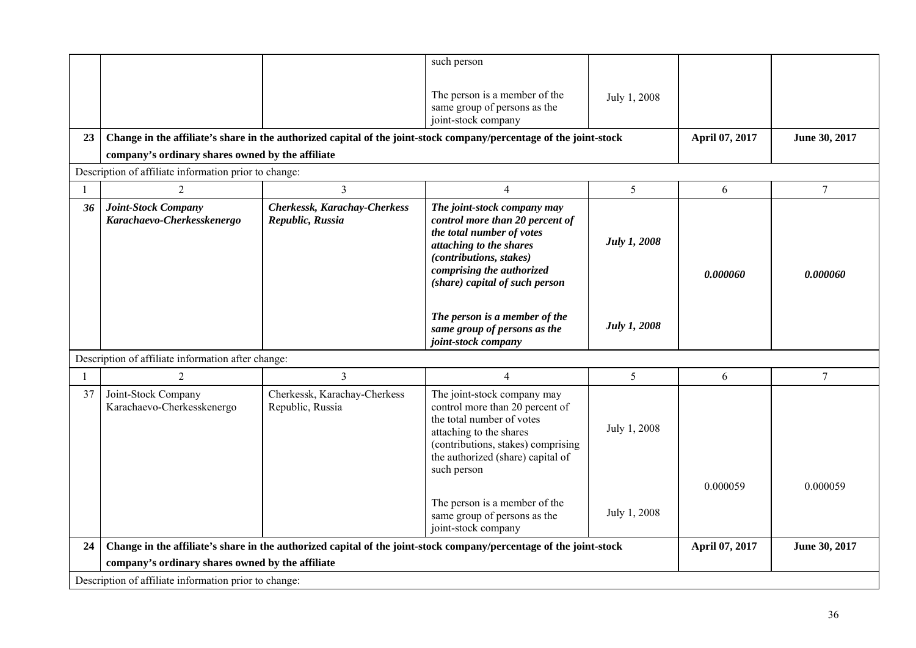| | | | such person<br><br>The person is a member of the same group of persons as the joint-stock company | July 1, 2008 | | |
|---|---|---|---|---|---|---|
| **23** | **Change in the affiliate's share in the authorized capital of the joint-stock company/percentage of the joint-stock company's ordinary shares owned by the affiliate** | | | | **April 07, 2017** | **June 30, 2017** |
| Description of affiliate information prior to change: | | | | | | |
| 1 | 2 | 3 | 4 | 5 | 6 | 7 |
| ***36*** | ***Joint-Stock Company Karachaevo-Cherkesskenergo*** | ***Cherkessk, Karachay-Cherkess Republic, Russia*** | ***The joint-stock company may control more than 20 percent of the total number of votes attaching to the shares (contributions, stakes) comprising the authorized (share) capital of such person***<br><br>***The person is a member of the same group of persons as the joint-stock company*** | ***July 1, 2008***<br><br>***July 1, 2008*** | ***0.000060*** | ***0.000060*** |
| Description of affiliate information after change: | | | | | | |
| 1 | 2 | 3 | 4 | 5 | 6 | 7 |
| 37 | Joint-Stock Company Karachaevo-Cherkesskenergo | Cherkessk, Karachay-Cherkess Republic, Russia | The joint-stock company may control more than 20 percent of the total number of votes attaching to the shares (contributions, stakes) comprising the authorized (share) capital of such person<br><br>The person is a member of the same group of persons as the joint-stock company | July 1, 2008<br><br>July 1, 2008 | 0.000059 | 0.000059 |
| **24** | **Change in the affiliate's share in the authorized capital of the joint-stock company/percentage of the joint-stock company's ordinary shares owned by the affiliate** | | | | **April 07, 2017** | **June 30, 2017** |
| Description of affiliate information prior to change: | | | | | | |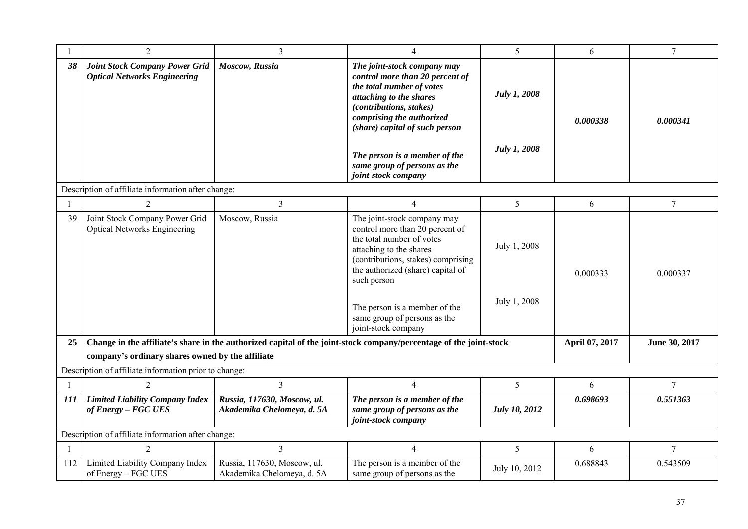| 1 | 2 | 3 | 4 | 5 | 6 | 7 |
|---|---|---|---|---|---|---|
| ***38*** | ***Joint Stock Company Power Grid Optical Networks Engineering*** | ***Moscow, Russia*** | ***The joint-stock company may control more than 20 percent of the total number of votes attaching to the shares (contributions, stakes) comprising the authorized (share) capital of such person*** <br><br> ***The person is a member of the same group of persons as the joint-stock company*** | ***July 1, 2008*** <br><br> ***July 1, 2008*** | ***0.000338*** | ***0.000341*** |

Description of affiliate information after change:

| 1 | 2 | 3 | 4 | 5 | 6 | 7 |
|---|---|---|---|---|---|---|
| 39 | Joint Stock Company Power Grid Optical Networks Engineering | Moscow, Russia | The joint-stock company may control more than 20 percent of the total number of votes attaching to the shares (contributions, stakes) comprising the authorized (share) capital of such person <br><br> The person is a member of the same group of persons as the joint-stock company | July 1, 2008 <br><br> July 1, 2008 | 0.000333 | 0.000337 |

| **25** | **Change in the affiliate's share in the authorized capital of the joint-stock company/percentage of the joint-stock company's ordinary shares owned by the affiliate** | **April 07, 2017** | **June 30, 2017** |
|---|---|---|---|

Description of affiliate information prior to change:

| 1 | 2 | 3 | 4 | 5 | 6 | 7 |
|---|---|---|---|---|---|---|
| ***111*** | ***Limited Liability Company Index of Energy – FGC UES*** | ***Russia, 117630, Moscow, ul. Akademika Chelomeya, d. 5A*** | ***The person is a member of the same group of persons as the joint-stock company*** | ***July 10, 2012*** | ***0.698693*** | ***0.551363*** |

Description of affiliate information after change:

| 1 | 2 | 3 | 4 | 5 | 6 | 7 |
|---|---|---|---|---|---|---|
| 112 | Limited Liability Company Index of Energy – FGC UES | Russia, 117630, Moscow, ul. Akademika Chelomeya, d. 5A | The person is a member of the same group of persons as the | July 10, 2012 | 0.688843 | 0.543509 |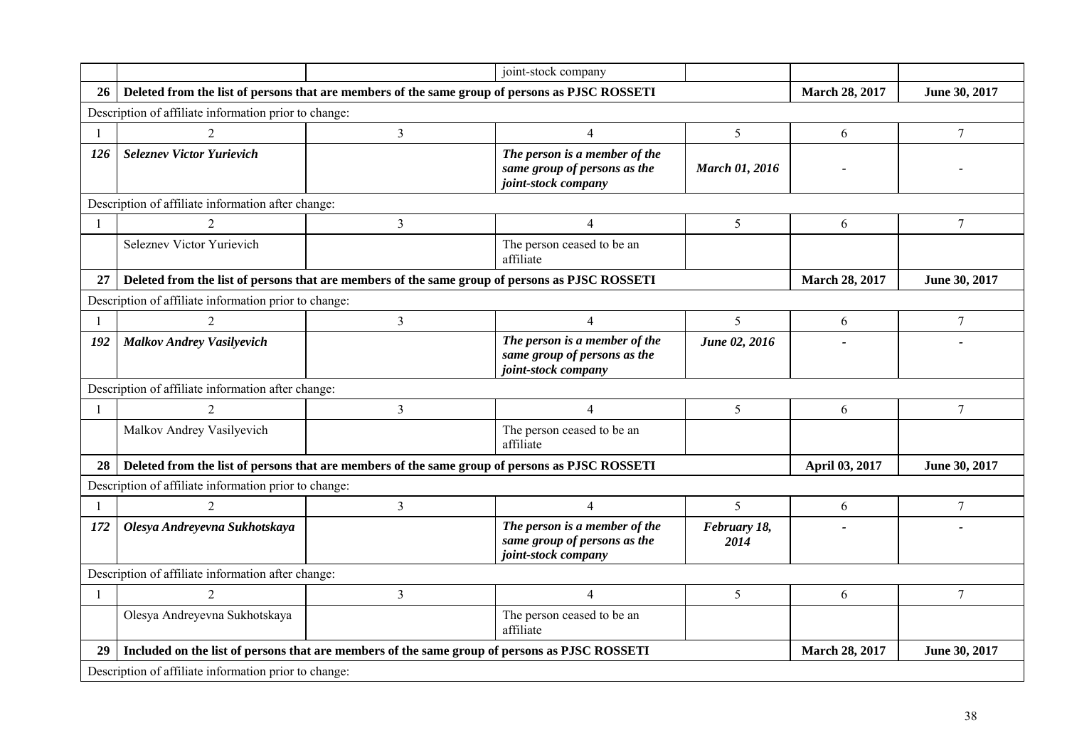| | | | joint-stock company | | | |
|---|---|---|---|---|---|---|
| **26** | **Deleted from the list of persons that are members of the same group of persons as PJSC ROSSETI** | | | | **March 28, 2017** | **June 30, 2017** |
| Description of affiliate information prior to change: | | | | | | |
| 1 | 2 | 3 | 4 | 5 | 6 | 7 |
| ***126*** | ***Seleznev Victor Yurievich*** | | ***The person is a member of the same group of persons as the joint-stock company*** | ***March 01, 2016*** | - | - |
| Description of affiliate information after change: | | | | | | |
| 1 | 2 | 3 | 4 | 5 | 6 | 7 |
| | Seleznev Victor Yurievich | | The person ceased to be an affiliate | | | |
| **27** | **Deleted from the list of persons that are members of the same group of persons as PJSC ROSSETI** | | | | **March 28, 2017** | **June 30, 2017** |
| Description of affiliate information prior to change: | | | | | | |
| 1 | 2 | 3 | 4 | 5 | 6 | 7 |
| ***192*** | ***Malkov Andrey Vasilyevich*** | | ***The person is a member of the same group of persons as the joint-stock company*** | ***June 02, 2016*** | - | - |
| Description of affiliate information after change: | | | | | | |
| 1 | 2 | 3 | 4 | 5 | 6 | 7 |
| | Malkov Andrey Vasilyevich | | The person ceased to be an affiliate | | | |
| **28** | **Deleted from the list of persons that are members of the same group of persons as PJSC ROSSETI** | | | | **April 03, 2017** | **June 30, 2017** |
| Description of affiliate information prior to change: | | | | | | |
| 1 | 2 | 3 | 4 | 5 | 6 | 7 |
| ***172*** | ***Olesya Andreyevna Sukhotskaya*** | | ***The person is a member of the same group of persons as the joint-stock company*** | ***February 18, 2014*** | - | - |
| Description of affiliate information after change: | | | | | | |
| 1 | 2 | 3 | 4 | 5 | 6 | 7 |
| | Olesya Andreyevna Sukhotskaya | | The person ceased to be an affiliate | | | |
| **29** | **Included on the list of persons that are members of the same group of persons as PJSC ROSSETI** | | | | **March 28, 2017** | **June 30, 2017** |
| Description of affiliate information prior to change: | | | | | | |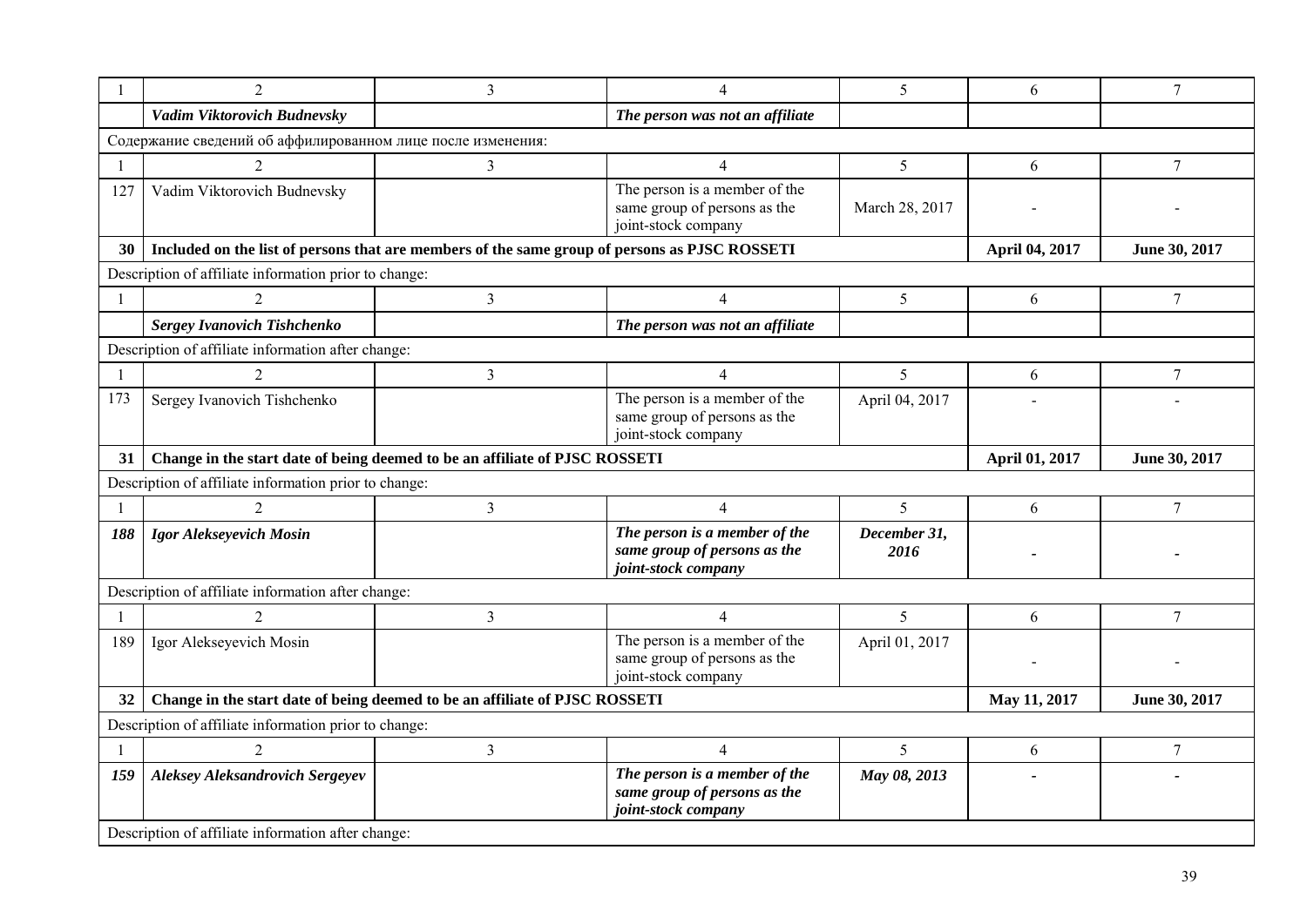| 1 | 2 | 3 | 4 | 5 | 6 | 7 |
|---|---|---|---|---|---|---|
| | ***Vadim Viktorovich Budnevsky*** | | ***The person was not an affiliate*** | | | |
| Содержание сведений об аффилированном лице после изменения: | | | | | | |
| 1 | 2 | 3 | 4 | 5 | 6 | 7 |
| 127 | Vadim Viktorovich Budnevsky | | The person is a member of the same group of persons as the joint-stock company | March 28, 2017 | - | - |
| **30** | **Included on the list of persons that are members of the same group of persons as PJSC ROSSETI** | | | | **April 04, 2017** | **June 30, 2017** |
| Description of affiliate information prior to change: | | | | | | |
| 1 | 2 | 3 | 4 | 5 | 6 | 7 |
| | ***Sergey Ivanovich Tishchenko*** | | ***The person was not an affiliate*** | | | |
| Description of affiliate information after change: | | | | | | |
| 1 | 2 | 3 | 4 | 5 | 6 | 7 |
| 173 | Sergey Ivanovich Tishchenko | | The person is a member of the same group of persons as the joint-stock company | April 04, 2017 | - | - |
| **31** | **Change in the start date of being deemed to be an affiliate of PJSC ROSSETI** | | | | **April 01, 2017** | **June 30, 2017** |
| Description of affiliate information prior to change: | | | | | | |
| 1 | 2 | 3 | 4 | 5 | 6 | 7 |
| ***188*** | ***Igor Alekseyevich Mosin*** | | ***The person is a member of the same group of persons as the joint-stock company*** | ***December 31, 2016*** | **-** | **-** |
| Description of affiliate information after change: | | | | | | |
| 1 | 2 | 3 | 4 | 5 | 6 | 7 |
| 189 | Igor Alekseyevich Mosin | | The person is a member of the same group of persons as the joint-stock company | April 01, 2017 | - | - |
| **32** | **Change in the start date of being deemed to be an affiliate of PJSC ROSSETI** | | | | **May 11, 2017** | **June 30, 2017** |
| Description of affiliate information prior to change: | | | | | | |
| 1 | 2 | 3 | 4 | 5 | 6 | 7 |
| ***159*** | ***Aleksey Aleksandrovich Sergeyev*** | | ***The person is a member of the same group of persons as the joint-stock company*** | ***May 08, 2013*** | **-** | **-** |
| Description of affiliate information after change: | | | | | | |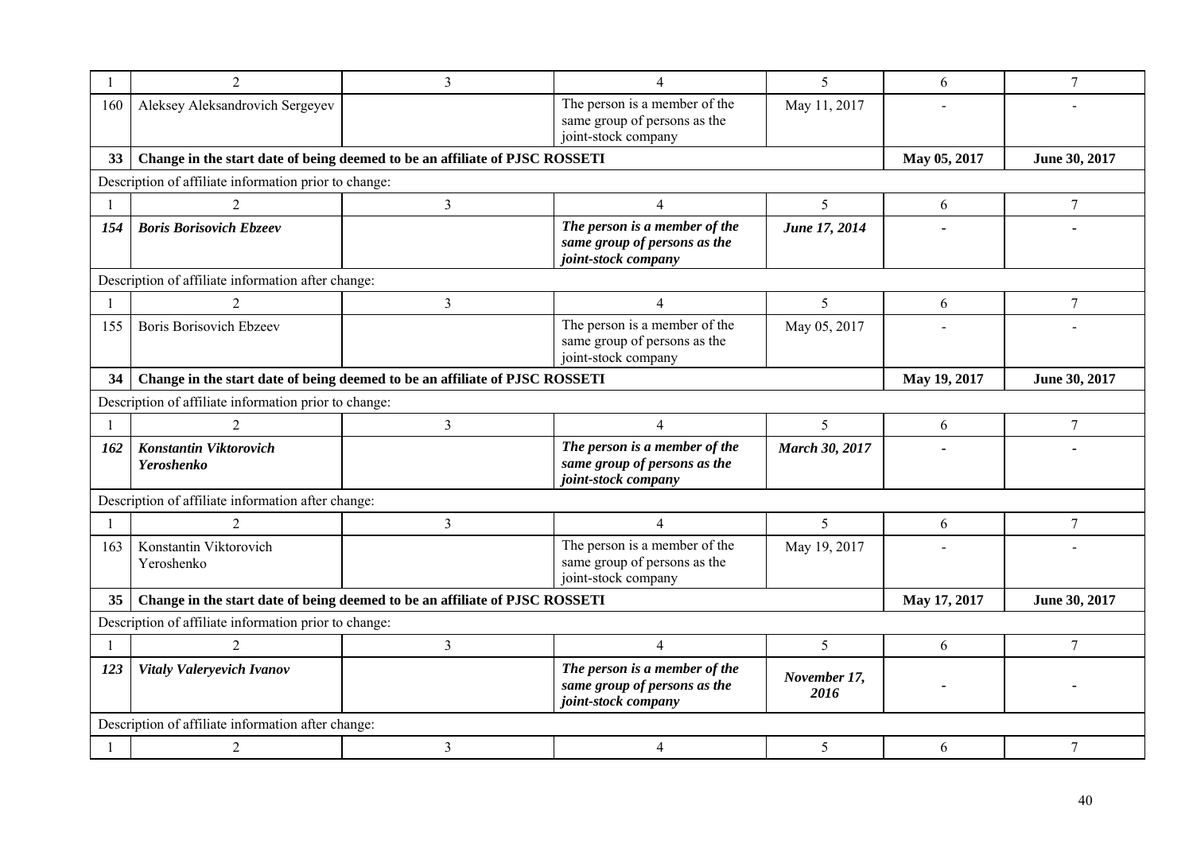| 1 | 2 | 3 | 4 | 5 | 6 | 7 |
|---|---|---|---|---|---|---|
| 160 | Aleksey Aleksandrovich Sergeyev | | The person is a member of the same group of persons as the joint-stock company | May 11, 2017 | - | - |
| **33** | **Change in the start date of being deemed to be an affiliate of PJSC ROSSETI** | | | | **May 05, 2017** | **June 30, 2017** |
| Description of affiliate information prior to change: | | | | | | |
| 1 | 2 | 3 | 4 | 5 | 6 | 7 |
| ***154*** | ***Boris Borisovich Ebzeev*** | | ***The person is a member of the same group of persons as the joint-stock company*** | ***June 17, 2014*** | - | - |
| Description of affiliate information after change: | | | | | | |
| 1 | 2 | 3 | 4 | 5 | 6 | 7 |
| 155 | Boris Borisovich Ebzeev | | The person is a member of the same group of persons as the joint-stock company | May 05, 2017 | - | - |
| **34** | **Change in the start date of being deemed to be an affiliate of PJSC ROSSETI** | | | | **May 19, 2017** | **June 30, 2017** |
| Description of affiliate information prior to change: | | | | | | |
| 1 | 2 | 3 | 4 | 5 | 6 | 7 |
| ***162*** | ***Konstantin Viktorovich Yeroshenko*** | | ***The person is a member of the same group of persons as the joint-stock company*** | ***March 30, 2017*** | - | - |
| Description of affiliate information after change: | | | | | | |
| 1 | 2 | 3 | 4 | 5 | 6 | 7 |
| 163 | Konstantin Viktorovich Yeroshenko | | The person is a member of the same group of persons as the joint-stock company | May 19, 2017 | - | - |
| **35** | **Change in the start date of being deemed to be an affiliate of PJSC ROSSETI** | | | | **May 17, 2017** | **June 30, 2017** |
| Description of affiliate information prior to change: | | | | | | |
| 1 | 2 | 3 | 4 | 5 | 6 | 7 |
| ***123*** | ***Vitaly Valeryevich Ivanov*** | | ***The person is a member of the same group of persons as the joint-stock company*** | ***November 17, 2016*** | - | - |
| Description of affiliate information after change: | | | | | | |
| 1 | 2 | 3 | 4 | 5 | 6 | 7 |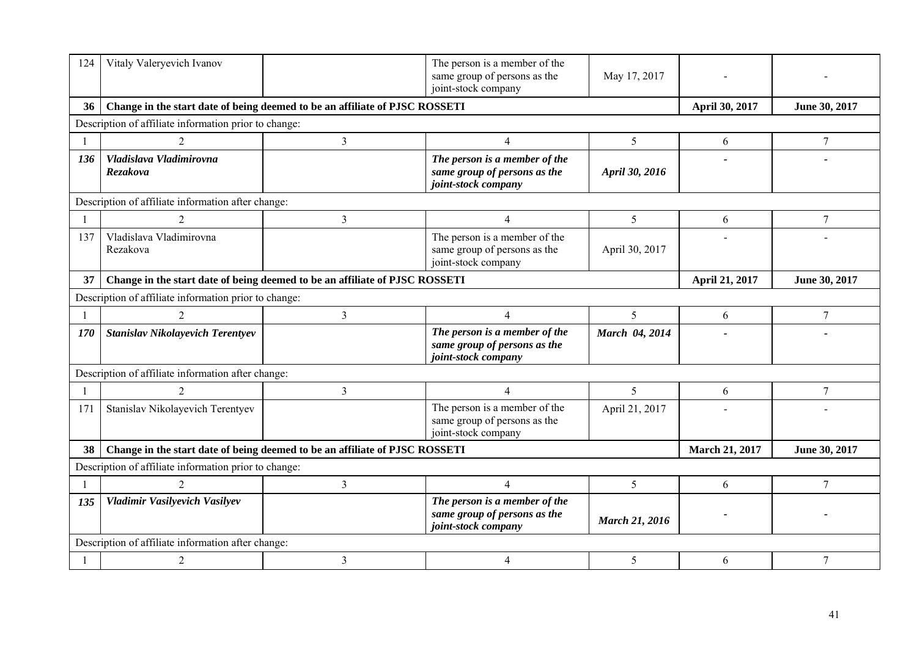| 124 | Vitaly Valeryevich Ivanov | | The person is a member of the same group of persons as the joint-stock company | May 17, 2017 | - | - |
|---|---|---|---|---|---|---|
| **36** | **Change in the start date of being deemed to be an affiliate of PJSC ROSSETI** | | | | **April 30, 2017** | **June 30, 2017** |
| Description of affiliate information prior to change: | | | | | | |
| 1 | 2 | 3 | 4 | 5 | 6 | 7 |
| ***136*** | ***Vladislava Vladimirovna Rezakova*** | | ***The person is a member of the same group of persons as the joint-stock company*** | ***April 30, 2016*** | - | - |
| Description of affiliate information after change: | | | | | | |
| 1 | 2 | 3 | 4 | 5 | 6 | 7 |
| 137 | Vladislava Vladimirovna Rezakova | | The person is a member of the same group of persons as the joint-stock company | April 30, 2017 | - | - |
| **37** | **Change in the start date of being deemed to be an affiliate of PJSC ROSSETI** | | | | **April 21, 2017** | **June 30, 2017** |
| Description of affiliate information prior to change: | | | | | | |
| 1 | 2 | 3 | 4 | 5 | 6 | 7 |
| ***170*** | ***Stanislav Nikolayevich Terentyev*** | | ***The person is a member of the same group of persons as the joint-stock company*** | ***March 04, 2014*** | - | - |
| Description of affiliate information after change: | | | | | | |
| 1 | 2 | 3 | 4 | 5 | 6 | 7 |
| 171 | Stanislav Nikolayevich Terentyev | | The person is a member of the same group of persons as the joint-stock company | April 21, 2017 | - | - |
| **38** | **Change in the start date of being deemed to be an affiliate of PJSC ROSSETI** | | | | **March 21, 2017** | **June 30, 2017** |
| Description of affiliate information prior to change: | | | | | | |
| 1 | 2 | 3 | 4 | 5 | 6 | 7 |
| ***135*** | ***Vladimir Vasilyevich Vasilyev*** | | ***The person is a member of the same group of persons as the joint-stock company*** | ***March 21, 2016*** | - | - |
| Description of affiliate information after change: | | | | | | |
| 1 | 2 | 3 | 4 | 5 | 6 | 7 |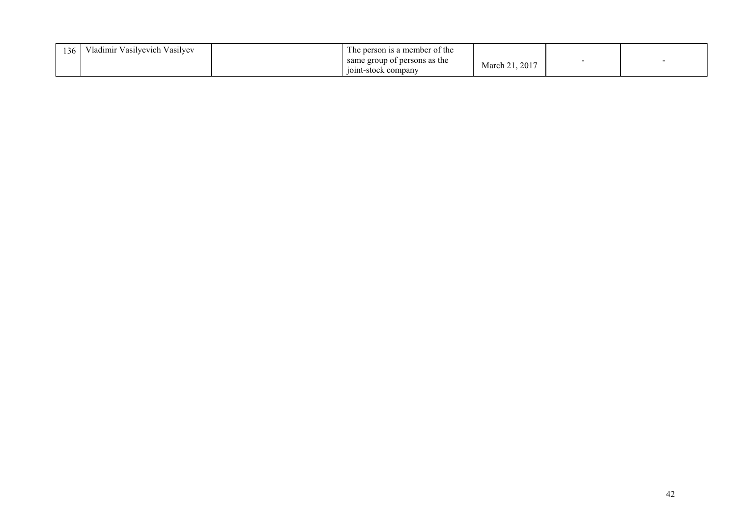| | | | | | | |
|---|---|---|---|---|---|---|
| 136 | Vladimir Vasilyevich Vasilyev | | The person is a member of the same group of persons as the joint-stock company | March 21, 2017 | - | - |